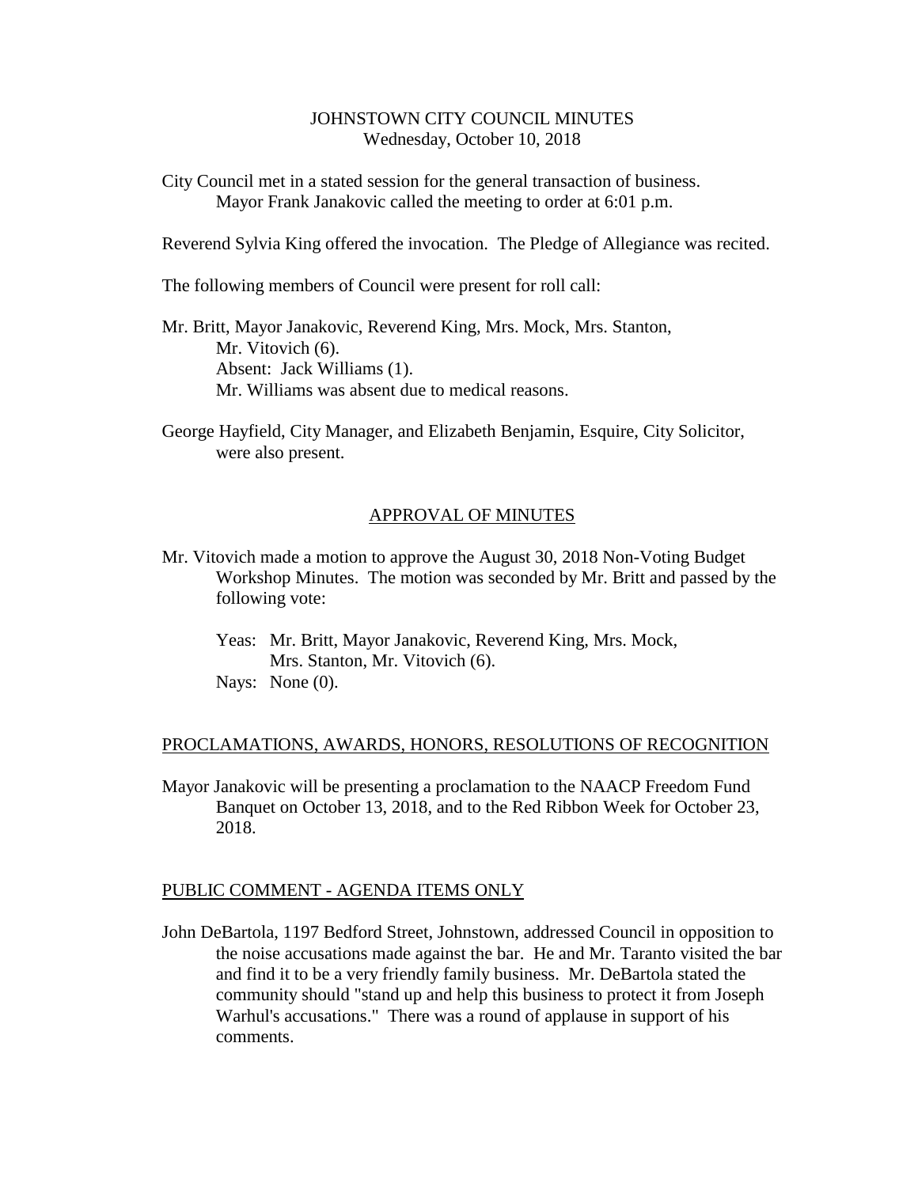# JOHNSTOWN CITY COUNCIL MINUTES
Wednesday, October 10, 2018

City Council met in a stated session for the general transaction of business. Mayor Frank Janakovic called the meeting to order at 6:01 p.m.

Reverend Sylvia King offered the invocation. The Pledge of Allegiance was recited.

The following members of Council were present for roll call:

Mr. Britt, Mayor Janakovic, Reverend King, Mrs. Mock, Mrs. Stanton, Mr. Vitovich (6).
Absent: Jack Williams (1).
Mr. Williams was absent due to medical reasons.

George Hayfield, City Manager, and Elizabeth Benjamin, Esquire, City Solicitor, were also present.

## APPROVAL OF MINUTES

Mr. Vitovich made a motion to approve the August 30, 2018 Non-Voting Budget Workshop Minutes. The motion was seconded by Mr. Britt and passed by the following vote:

Yeas: Mr. Britt, Mayor Janakovic, Reverend King, Mrs. Mock, Mrs. Stanton, Mr. Vitovich (6).
Nays: None (0).

## PROCLAMATIONS, AWARDS, HONORS, RESOLUTIONS OF RECOGNITION

Mayor Janakovic will be presenting a proclamation to the NAACP Freedom Fund Banquet on October 13, 2018, and to the Red Ribbon Week for October 23, 2018.

## PUBLIC COMMENT - AGENDA ITEMS ONLY

John DeBartola, 1197 Bedford Street, Johnstown, addressed Council in opposition to the noise accusations made against the bar. He and Mr. Taranto visited the bar and find it to be a very friendly family business. Mr. DeBartola stated the community should "stand up and help this business to protect it from Joseph Warhul's accusations." There was a round of applause in support of his comments.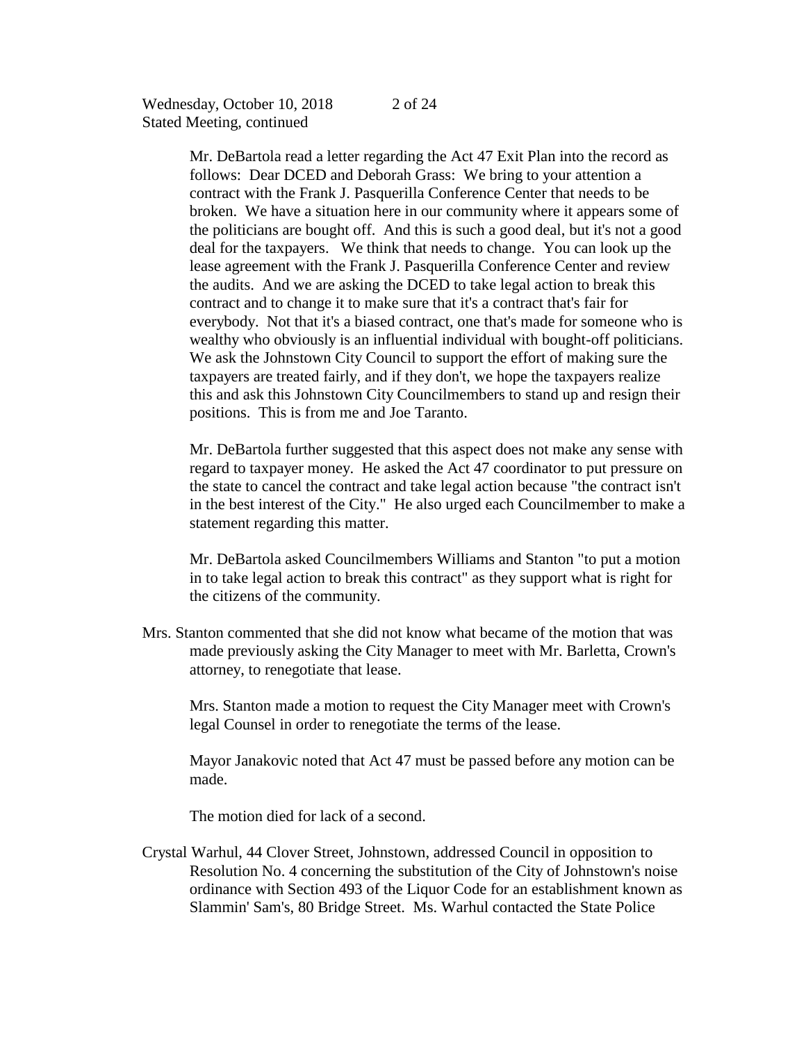Mr. DeBartola read a letter regarding the Act 47 Exit Plan into the record as follows: Dear DCED and Deborah Grass: We bring to your attention a contract with the Frank J. Pasquerilla Conference Center that needs to be broken. We have a situation here in our community where it appears some of the politicians are bought off. And this is such a good deal, but it's not a good deal for the taxpayers. We think that needs to change. You can look up the lease agreement with the Frank J. Pasquerilla Conference Center and review the audits. And we are asking the DCED to take legal action to break this contract and to change it to make sure that it's a contract that's fair for everybody. Not that it's a biased contract, one that's made for someone who is wealthy who obviously is an influential individual with bought-off politicians. We ask the Johnstown City Council to support the effort of making sure the taxpayers are treated fairly, and if they don't, we hope the taxpayers realize this and ask this Johnstown City Councilmembers to stand up and resign their positions. This is from me and Joe Taranto.

Mr. DeBartola further suggested that this aspect does not make any sense with regard to taxpayer money. He asked the Act 47 coordinator to put pressure on the state to cancel the contract and take legal action because "the contract isn't in the best interest of the City." He also urged each Councilmember to make a statement regarding this matter.

Mr. DeBartola asked Councilmembers Williams and Stanton "to put a motion in to take legal action to break this contract" as they support what is right for the citizens of the community.

Mrs. Stanton commented that she did not know what became of the motion that was made previously asking the City Manager to meet with Mr. Barletta, Crown's attorney, to renegotiate that lease.

Mrs. Stanton made a motion to request the City Manager meet with Crown's legal Counsel in order to renegotiate the terms of the lease.

Mayor Janakovic noted that Act 47 must be passed before any motion can be made.

The motion died for lack of a second.

Crystal Warhul, 44 Clover Street, Johnstown, addressed Council in opposition to Resolution No. 4 concerning the substitution of the City of Johnstown's noise ordinance with Section 493 of the Liquor Code for an establishment known as Slammin' Sam's, 80 Bridge Street. Ms. Warhul contacted the State Police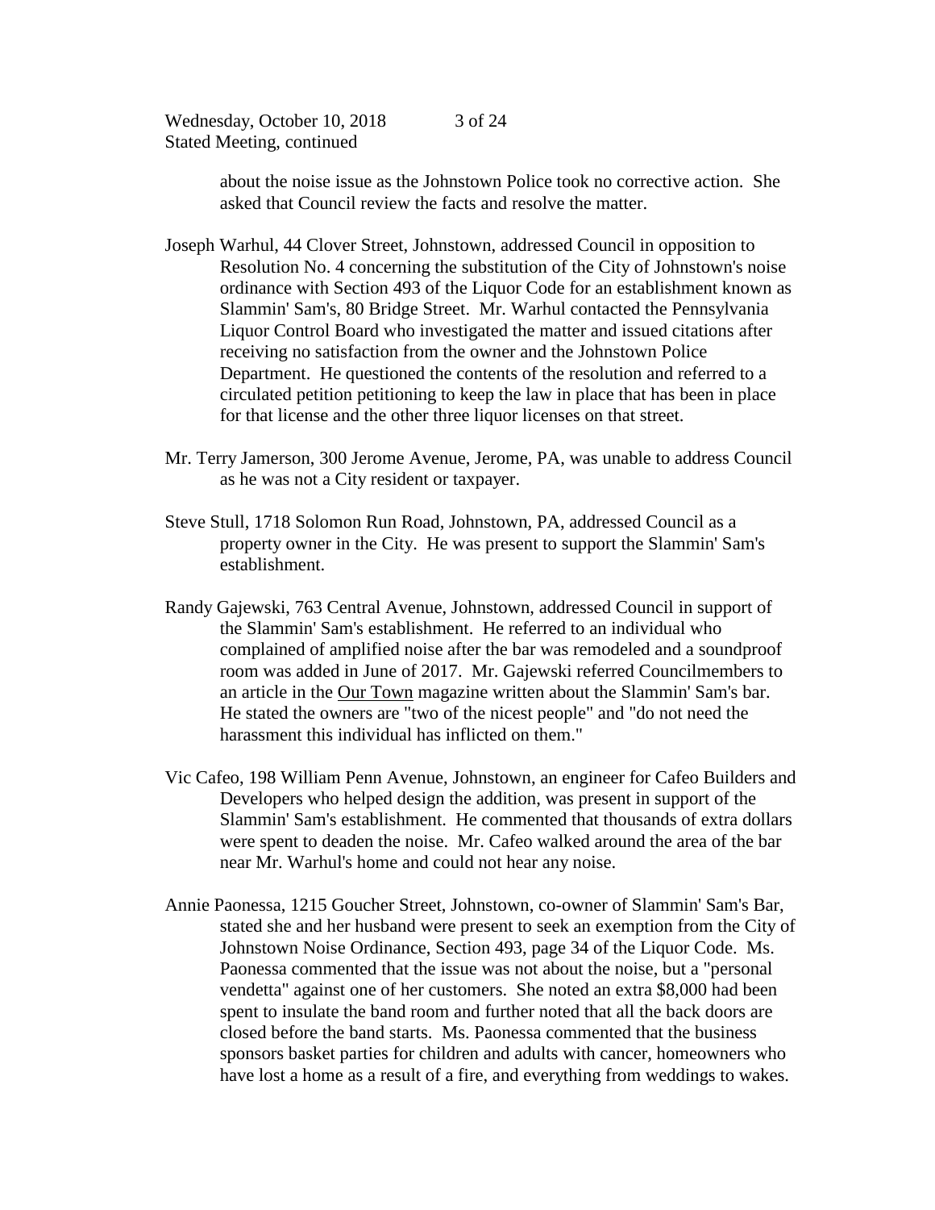about the noise issue as the Johnstown Police took no corrective action. She asked that Council review the facts and resolve the matter.

Joseph Warhul, 44 Clover Street, Johnstown, addressed Council in opposition to Resolution No. 4 concerning the substitution of the City of Johnstown's noise ordinance with Section 493 of the Liquor Code for an establishment known as Slammin' Sam's, 80 Bridge Street. Mr. Warhul contacted the Pennsylvania Liquor Control Board who investigated the matter and issued citations after receiving no satisfaction from the owner and the Johnstown Police Department. He questioned the contents of the resolution and referred to a circulated petition petitioning to keep the law in place that has been in place for that license and the other three liquor licenses on that street.

Mr. Terry Jamerson, 300 Jerome Avenue, Jerome, PA, was unable to address Council as he was not a City resident or taxpayer.

Steve Stull, 1718 Solomon Run Road, Johnstown, PA, addressed Council as a property owner in the City. He was present to support the Slammin' Sam's establishment.

Randy Gajewski, 763 Central Avenue, Johnstown, addressed Council in support of the Slammin' Sam's establishment. He referred to an individual who complained of amplified noise after the bar was remodeled and a soundproof room was added in June of 2017. Mr. Gajewski referred Councilmembers to an article in the Our Town magazine written about the Slammin' Sam's bar. He stated the owners are "two of the nicest people" and "do not need the harassment this individual has inflicted on them."

Vic Cafeo, 198 William Penn Avenue, Johnstown, an engineer for Cafeo Builders and Developers who helped design the addition, was present in support of the Slammin' Sam's establishment. He commented that thousands of extra dollars were spent to deaden the noise. Mr. Cafeo walked around the area of the bar near Mr. Warhul's home and could not hear any noise.

Annie Paonessa, 1215 Goucher Street, Johnstown, co-owner of Slammin' Sam's Bar, stated she and her husband were present to seek an exemption from the City of Johnstown Noise Ordinance, Section 493, page 34 of the Liquor Code. Ms. Paonessa commented that the issue was not about the noise, but a "personal vendetta" against one of her customers. She noted an extra $8,000 had been spent to insulate the band room and further noted that all the back doors are closed before the band starts. Ms. Paonessa commented that the business sponsors basket parties for children and adults with cancer, homeowners who have lost a home as a result of a fire, and everything from weddings to wakes.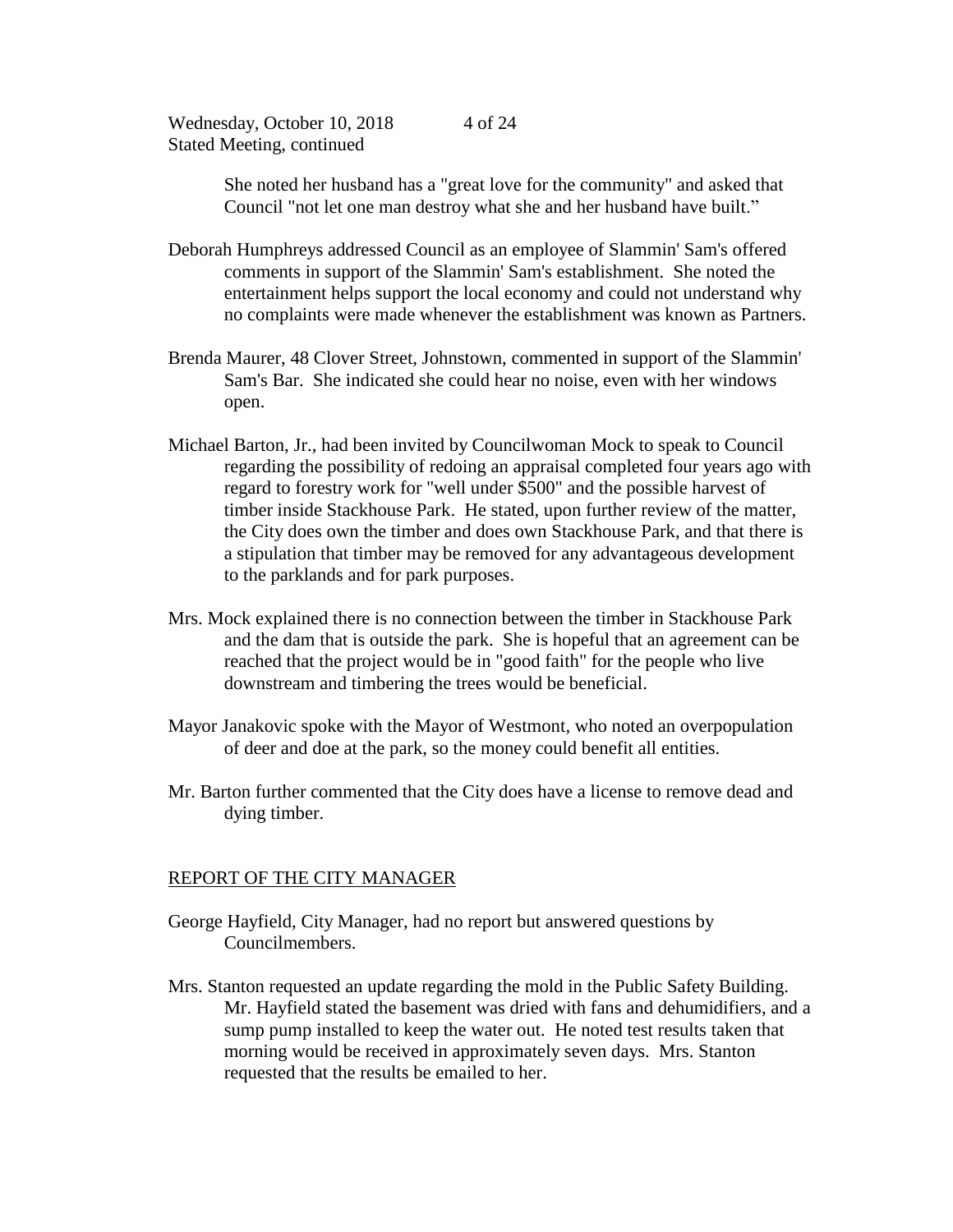She noted her husband has a "great love for the community" and asked that Council "not let one man destroy what she and her husband have built."

Deborah Humphreys addressed Council as an employee of Slammin' Sam's offered comments in support of the Slammin' Sam's establishment. She noted the entertainment helps support the local economy and could not understand why no complaints were made whenever the establishment was known as Partners.

Brenda Maurer, 48 Clover Street, Johnstown, commented in support of the Slammin' Sam's Bar. She indicated she could hear no noise, even with her windows open.

Michael Barton, Jr., had been invited by Councilwoman Mock to speak to Council regarding the possibility of redoing an appraisal completed four years ago with regard to forestry work for "well under $500" and the possible harvest of timber inside Stackhouse Park. He stated, upon further review of the matter, the City does own the timber and does own Stackhouse Park, and that there is a stipulation that timber may be removed for any advantageous development to the parklands and for park purposes.

Mrs. Mock explained there is no connection between the timber in Stackhouse Park and the dam that is outside the park. She is hopeful that an agreement can be reached that the project would be in "good faith" for the people who live downstream and timbering the trees would be beneficial.

Mayor Janakovic spoke with the Mayor of Westmont, who noted an overpopulation of deer and doe at the park, so the money could benefit all entities.

Mr. Barton further commented that the City does have a license to remove dead and dying timber.

## REPORT OF THE CITY MANAGER

George Hayfield, City Manager, had no report but answered questions by Councilmembers.

Mrs. Stanton requested an update regarding the mold in the Public Safety Building. Mr. Hayfield stated the basement was dried with fans and dehumidifiers, and a sump pump installed to keep the water out. He noted test results taken that morning would be received in approximately seven days. Mrs. Stanton requested that the results be emailed to her.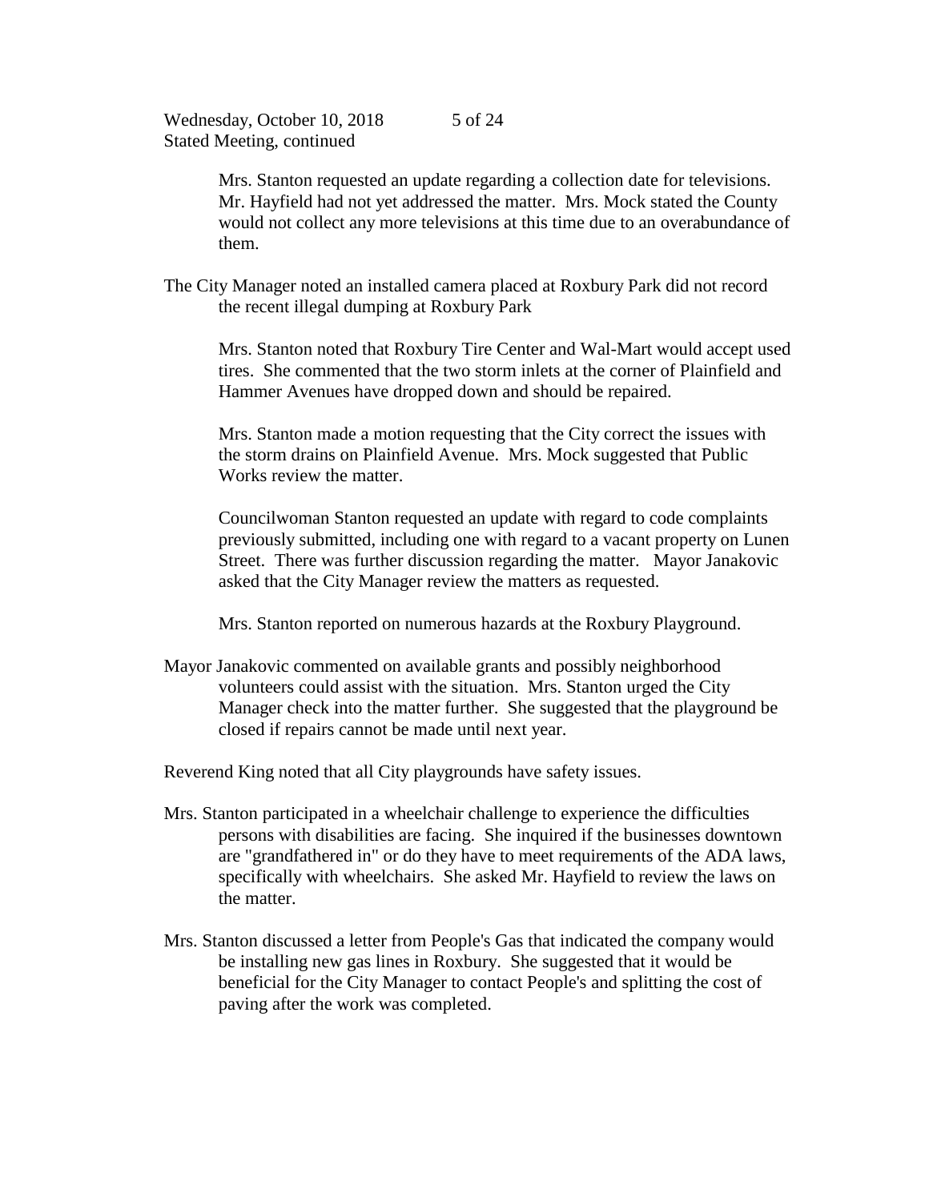Mrs. Stanton requested an update regarding a collection date for televisions. Mr. Hayfield had not yet addressed the matter. Mrs. Mock stated the County would not collect any more televisions at this time due to an overabundance of them.

The City Manager noted an installed camera placed at Roxbury Park did not record the recent illegal dumping at Roxbury Park

Mrs. Stanton noted that Roxbury Tire Center and Wal-Mart would accept used tires. She commented that the two storm inlets at the corner of Plainfield and Hammer Avenues have dropped down and should be repaired.

Mrs. Stanton made a motion requesting that the City correct the issues with the storm drains on Plainfield Avenue. Mrs. Mock suggested that Public Works review the matter.

Councilwoman Stanton requested an update with regard to code complaints previously submitted, including one with regard to a vacant property on Lunen Street. There was further discussion regarding the matter. Mayor Janakovic asked that the City Manager review the matters as requested.

Mrs. Stanton reported on numerous hazards at the Roxbury Playground.

Mayor Janakovic commented on available grants and possibly neighborhood volunteers could assist with the situation. Mrs. Stanton urged the City Manager check into the matter further. She suggested that the playground be closed if repairs cannot be made until next year.

Reverend King noted that all City playgrounds have safety issues.

Mrs. Stanton participated in a wheelchair challenge to experience the difficulties persons with disabilities are facing. She inquired if the businesses downtown are "grandfathered in" or do they have to meet requirements of the ADA laws, specifically with wheelchairs. She asked Mr. Hayfield to review the laws on the matter.

Mrs. Stanton discussed a letter from People's Gas that indicated the company would be installing new gas lines in Roxbury. She suggested that it would be beneficial for the City Manager to contact People's and splitting the cost of paving after the work was completed.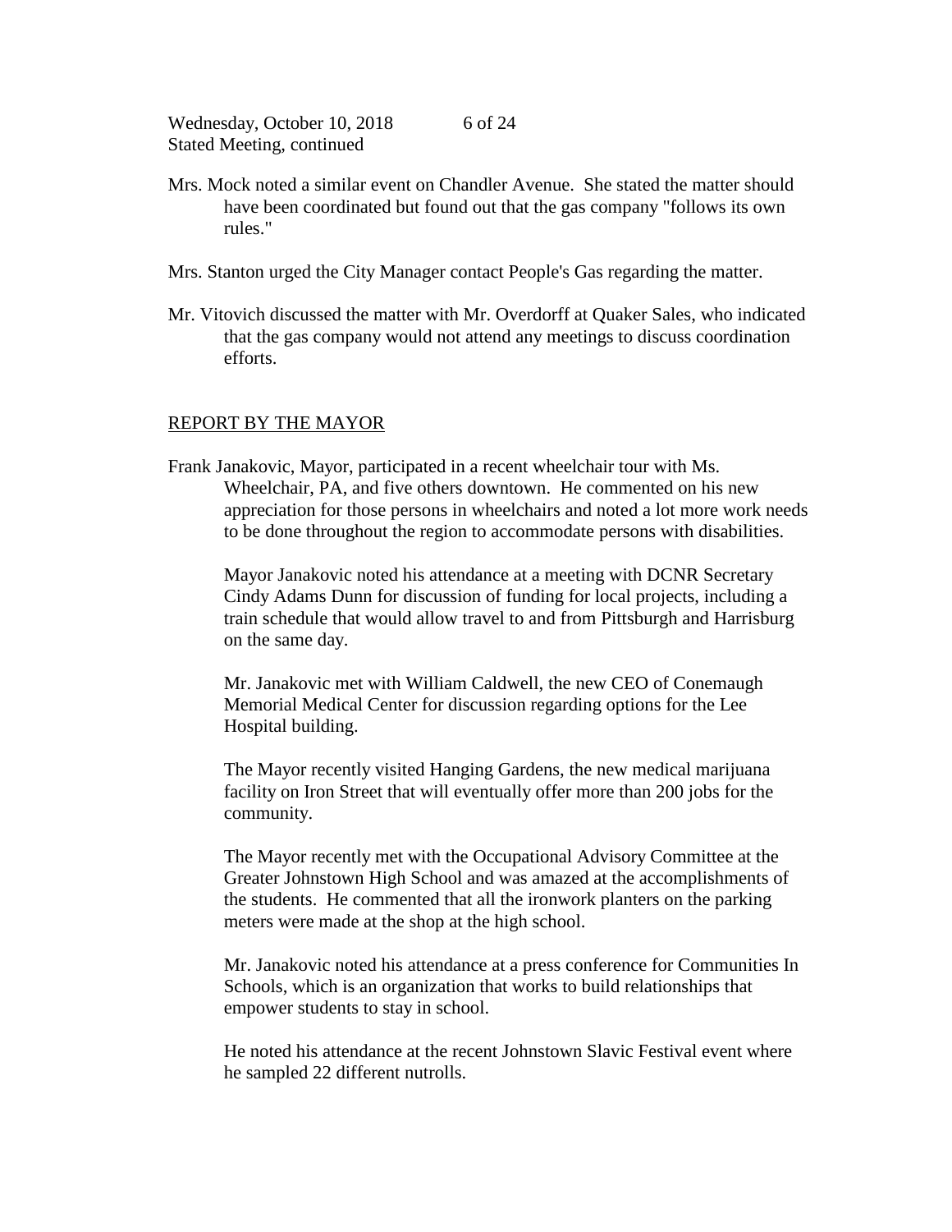Mrs. Mock noted a similar event on Chandler Avenue. She stated the matter should have been coordinated but found out that the gas company "follows its own rules."

Mrs. Stanton urged the City Manager contact People's Gas regarding the matter.

Mr. Vitovich discussed the matter with Mr. Overdorff at Quaker Sales, who indicated that the gas company would not attend any meetings to discuss coordination efforts.

## REPORT BY THE MAYOR

Frank Janakovic, Mayor, participated in a recent wheelchair tour with Ms. Wheelchair, PA, and five others downtown. He commented on his new appreciation for those persons in wheelchairs and noted a lot more work needs to be done throughout the region to accommodate persons with disabilities.

Mayor Janakovic noted his attendance at a meeting with DCNR Secretary Cindy Adams Dunn for discussion of funding for local projects, including a train schedule that would allow travel to and from Pittsburgh and Harrisburg on the same day.

Mr. Janakovic met with William Caldwell, the new CEO of Conemaugh Memorial Medical Center for discussion regarding options for the Lee Hospital building.

The Mayor recently visited Hanging Gardens, the new medical marijuana facility on Iron Street that will eventually offer more than 200 jobs for the community.

The Mayor recently met with the Occupational Advisory Committee at the Greater Johnstown High School and was amazed at the accomplishments of the students. He commented that all the ironwork planters on the parking meters were made at the shop at the high school.

Mr. Janakovic noted his attendance at a press conference for Communities In Schools, which is an organization that works to build relationships that empower students to stay in school.

He noted his attendance at the recent Johnstown Slavic Festival event where he sampled 22 different nutrolls.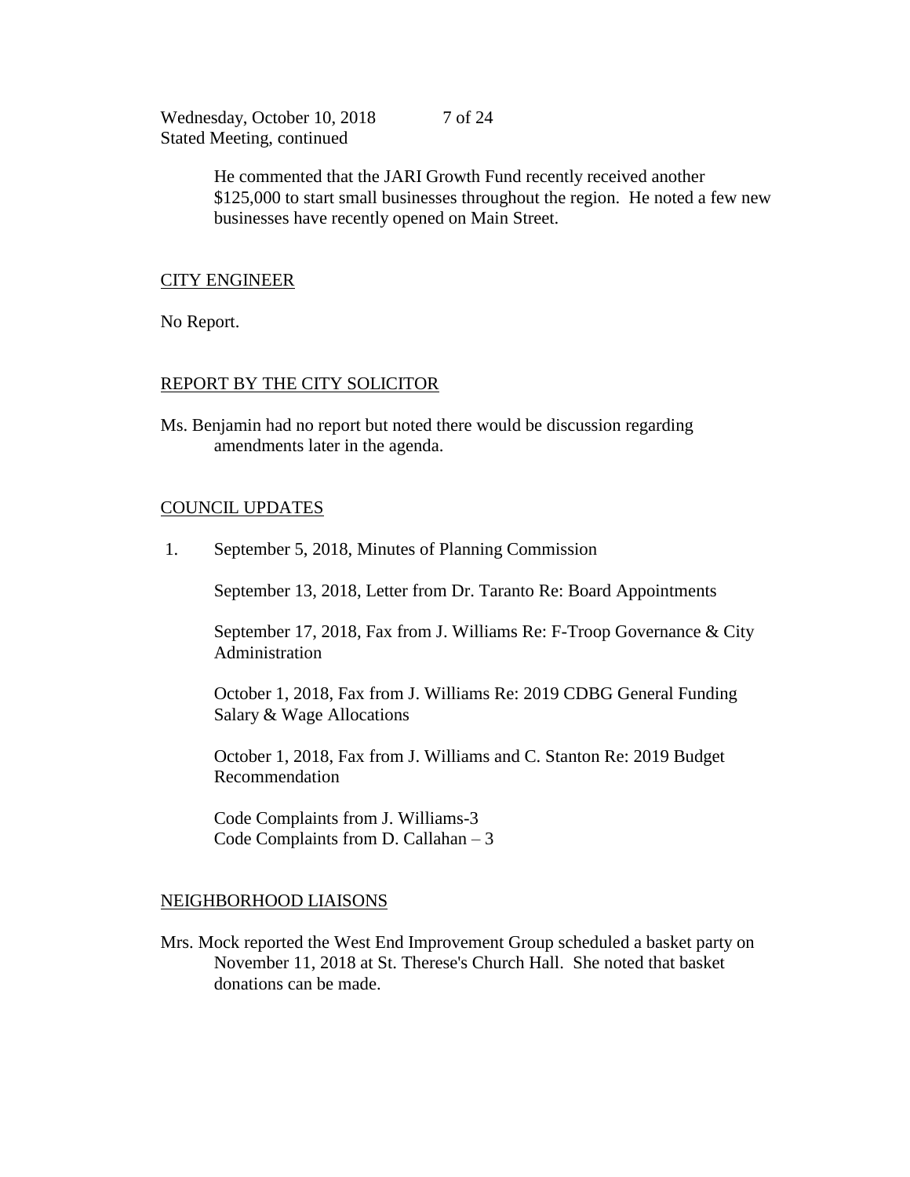He commented that the JARI Growth Fund recently received another $125,000 to start small businesses throughout the region. He noted a few new businesses have recently opened on Main Street.

## CITY ENGINEER

No Report.

## REPORT BY THE CITY SOLICITOR

Ms. Benjamin had no report but noted there would be discussion regarding amendments later in the agenda.

## COUNCIL UPDATES

1. September 5, 2018, Minutes of Planning Commission

   September 13, 2018, Letter from Dr. Taranto Re: Board Appointments

   September 17, 2018, Fax from J. Williams Re: F-Troop Governance & City Administration

   October 1, 2018, Fax from J. Williams Re: 2019 CDBG General Funding Salary & Wage Allocations

   October 1, 2018, Fax from J. Williams and C. Stanton Re: 2019 Budget Recommendation

   Code Complaints from J. Williams-3
   Code Complaints from D. Callahan – 3

## NEIGHBORHOOD LIAISONS

Mrs. Mock reported the West End Improvement Group scheduled a basket party on November 11, 2018 at St. Therese's Church Hall. She noted that basket donations can be made.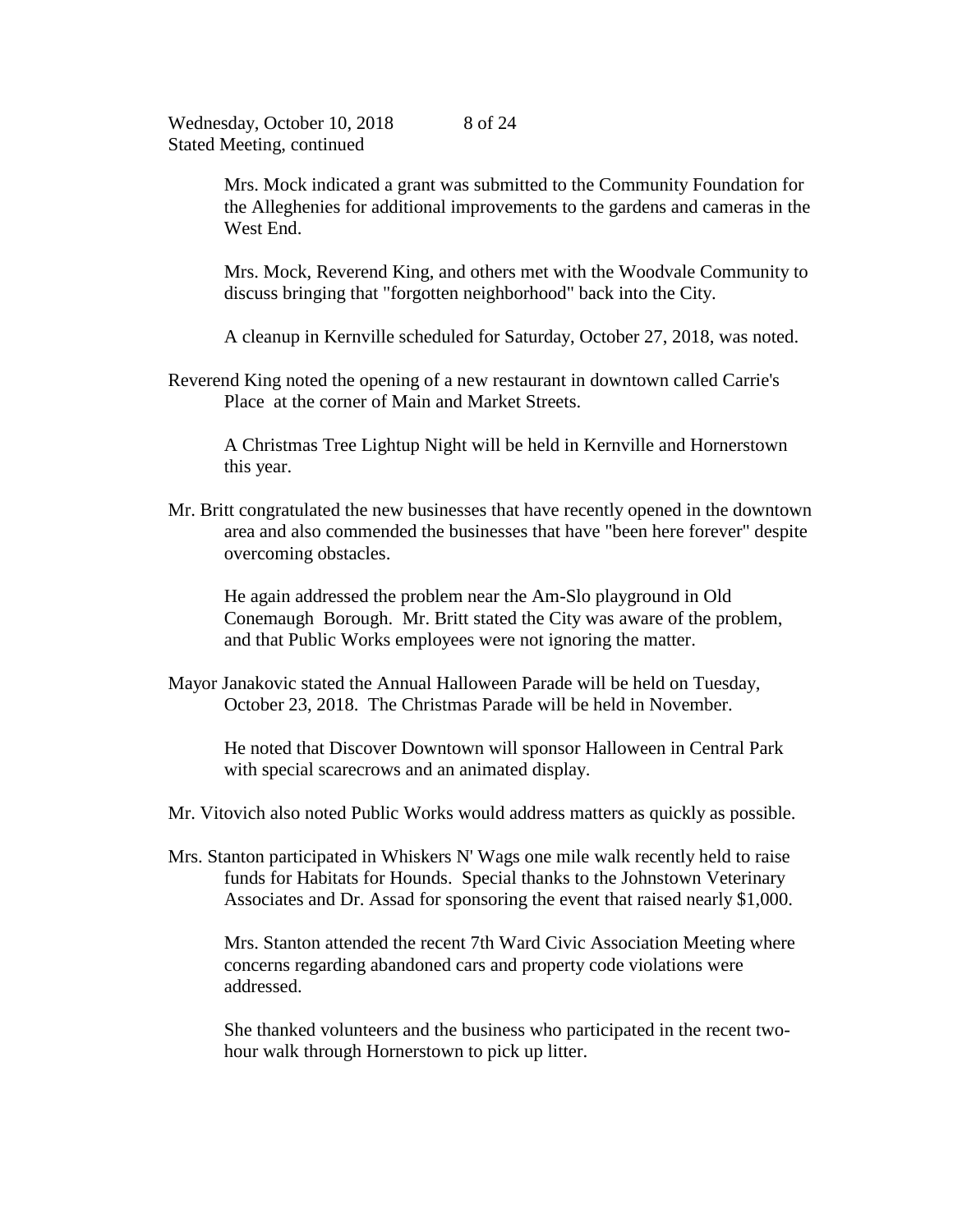Mrs. Mock indicated a grant was submitted to the Community Foundation for the Alleghenies for additional improvements to the gardens and cameras in the West End.

Mrs. Mock, Reverend King, and others met with the Woodvale Community to discuss bringing that "forgotten neighborhood" back into the City.

A cleanup in Kernville scheduled for Saturday, October 27, 2018, was noted.

Reverend King noted the opening of a new restaurant in downtown called Carrie's Place at the corner of Main and Market Streets.

A Christmas Tree Lightup Night will be held in Kernville and Hornerstown this year.

Mr. Britt congratulated the new businesses that have recently opened in the downtown area and also commended the businesses that have "been here forever" despite overcoming obstacles.

He again addressed the problem near the Am-Slo playground in Old Conemaugh Borough. Mr. Britt stated the City was aware of the problem, and that Public Works employees were not ignoring the matter.

Mayor Janakovic stated the Annual Halloween Parade will be held on Tuesday, October 23, 2018. The Christmas Parade will be held in November.

He noted that Discover Downtown will sponsor Halloween in Central Park with special scarecrows and an animated display.

Mr. Vitovich also noted Public Works would address matters as quickly as possible.

Mrs. Stanton participated in Whiskers N' Wags one mile walk recently held to raise funds for Habitats for Hounds. Special thanks to the Johnstown Veterinary Associates and Dr. Assad for sponsoring the event that raised nearly $1,000.

Mrs. Stanton attended the recent 7th Ward Civic Association Meeting where concerns regarding abandoned cars and property code violations were addressed.

She thanked volunteers and the business who participated in the recent two-hour walk through Hornerstown to pick up litter.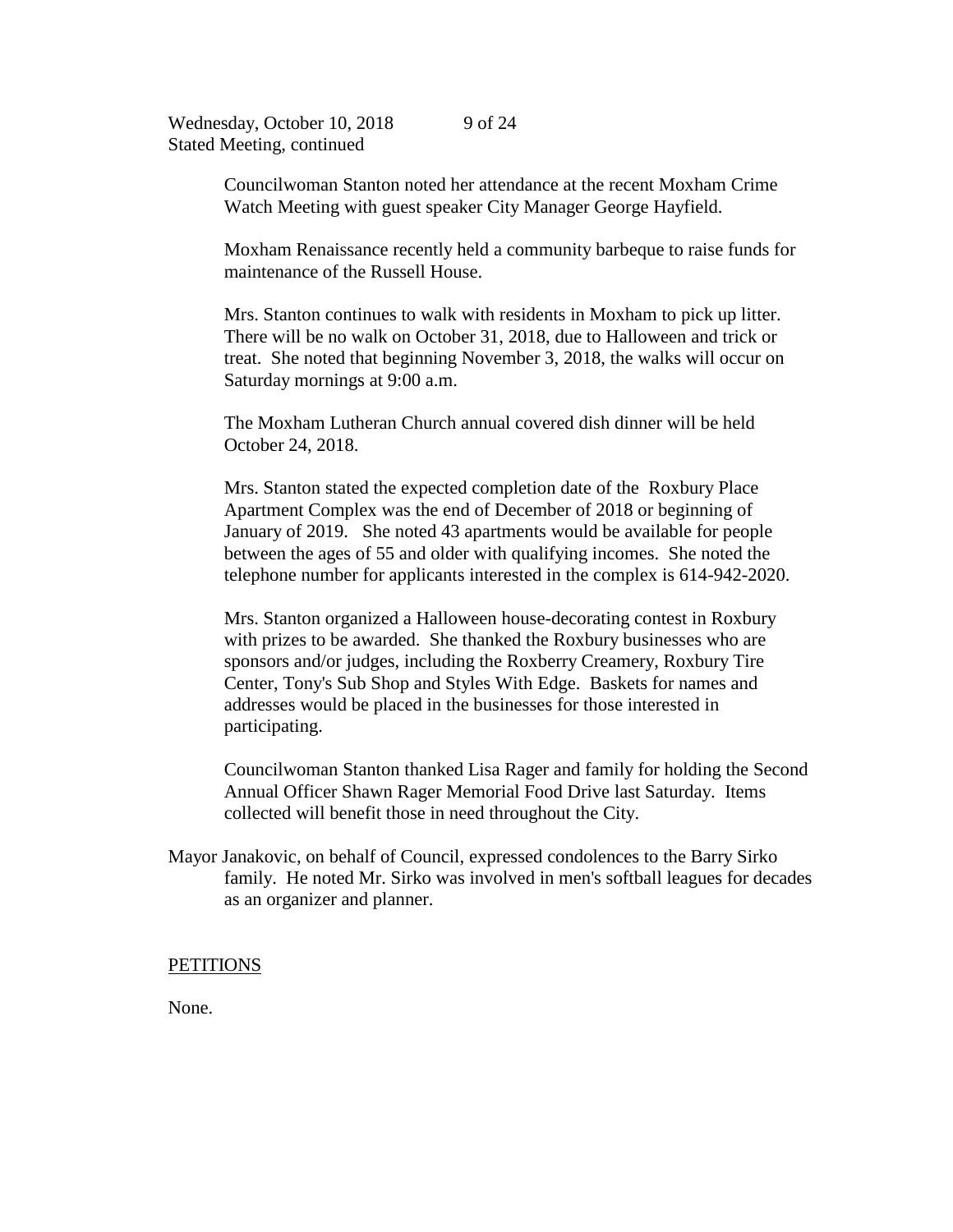Councilwoman Stanton noted her attendance at the recent Moxham Crime Watch Meeting with guest speaker City Manager George Hayfield.

Moxham Renaissance recently held a community barbeque to raise funds for maintenance of the Russell House.

Mrs. Stanton continues to walk with residents in Moxham to pick up litter. There will be no walk on October 31, 2018, due to Halloween and trick or treat. She noted that beginning November 3, 2018, the walks will occur on Saturday mornings at 9:00 a.m.

The Moxham Lutheran Church annual covered dish dinner will be held October 24, 2018.

Mrs. Stanton stated the expected completion date of the Roxbury Place Apartment Complex was the end of December of 2018 or beginning of January of 2019. She noted 43 apartments would be available for people between the ages of 55 and older with qualifying incomes. She noted the telephone number for applicants interested in the complex is 614-942-2020.

Mrs. Stanton organized a Halloween house-decorating contest in Roxbury with prizes to be awarded. She thanked the Roxbury businesses who are sponsors and/or judges, including the Roxberry Creamery, Roxbury Tire Center, Tony's Sub Shop and Styles With Edge. Baskets for names and addresses would be placed in the businesses for those interested in participating.

Councilwoman Stanton thanked Lisa Rager and family for holding the Second Annual Officer Shawn Rager Memorial Food Drive last Saturday. Items collected will benefit those in need throughout the City.

Mayor Janakovic, on behalf of Council, expressed condolences to the Barry Sirko family. He noted Mr. Sirko was involved in men's softball leagues for decades as an organizer and planner.

PETITIONS

None.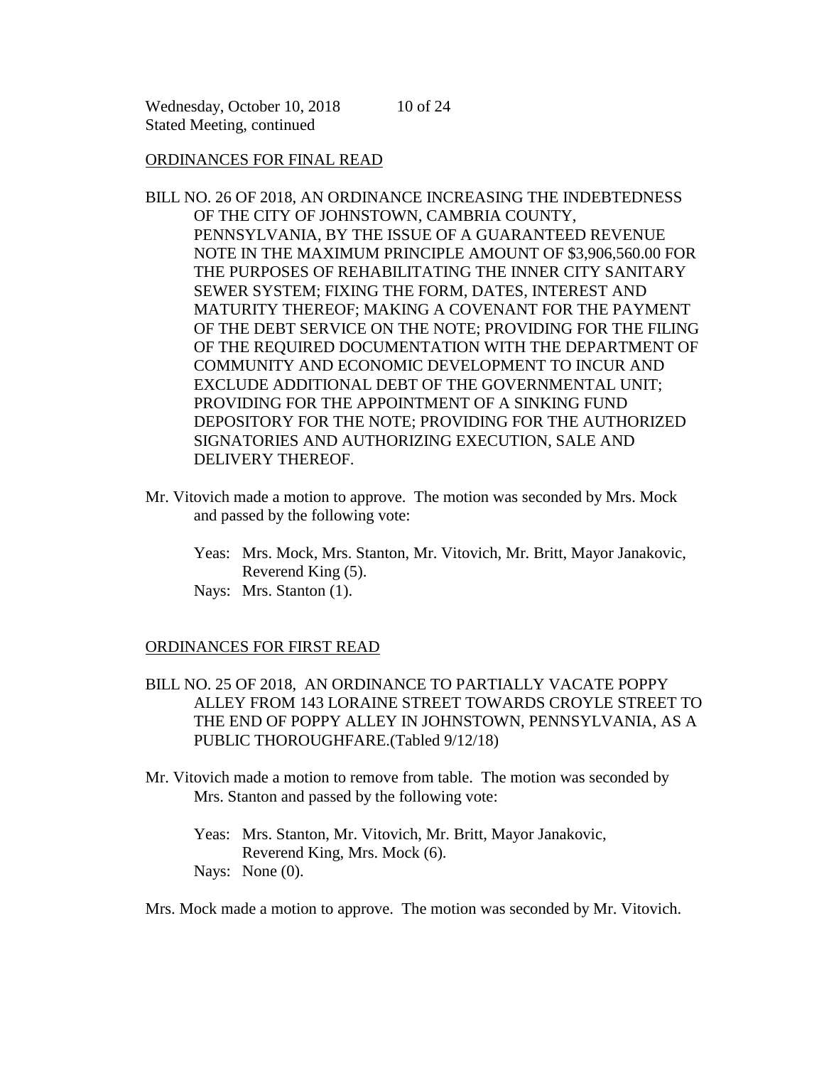ORDINANCES FOR FINAL READ

BILL NO. 26 OF 2018, AN ORDINANCE INCREASING THE INDEBTEDNESS OF THE CITY OF JOHNSTOWN, CAMBRIA COUNTY, PENNSYLVANIA, BY THE ISSUE OF A GUARANTEED REVENUE NOTE IN THE MAXIMUM PRINCIPLE AMOUNT OF $3,906,560.00 FOR THE PURPOSES OF REHABILITATING THE INNER CITY SANITARY SEWER SYSTEM; FIXING THE FORM, DATES, INTEREST AND MATURITY THEREOF; MAKING A COVENANT FOR THE PAYMENT OF THE DEBT SERVICE ON THE NOTE; PROVIDING FOR THE FILING OF THE REQUIRED DOCUMENTATION WITH THE DEPARTMENT OF COMMUNITY AND ECONOMIC DEVELOPMENT TO INCUR AND EXCLUDE ADDITIONAL DEBT OF THE GOVERNMENTAL UNIT; PROVIDING FOR THE APPOINTMENT OF A SINKING FUND DEPOSITORY FOR THE NOTE; PROVIDING FOR THE AUTHORIZED SIGNATORIES AND AUTHORIZING EXECUTION, SALE AND DELIVERY THEREOF.

Mr. Vitovich made a motion to approve. The motion was seconded by Mrs. Mock and passed by the following vote:

Yeas: Mrs. Mock, Mrs. Stanton, Mr. Vitovich, Mr. Britt, Mayor Janakovic, Reverend King (5).
Nays: Mrs. Stanton (1).

ORDINANCES FOR FIRST READ

BILL NO. 25 OF 2018, AN ORDINANCE TO PARTIALLY VACATE POPPY ALLEY FROM 143 LORAINE STREET TOWARDS CROYLE STREET TO THE END OF POPPY ALLEY IN JOHNSTOWN, PENNSYLVANIA, AS A PUBLIC THOROUGHFARE.(Tabled 9/12/18)

Mr. Vitovich made a motion to remove from table. The motion was seconded by Mrs. Stanton and passed by the following vote:

Yeas: Mrs. Stanton, Mr. Vitovich, Mr. Britt, Mayor Janakovic, Reverend King, Mrs. Mock (6).
Nays: None (0).

Mrs. Mock made a motion to approve. The motion was seconded by Mr. Vitovich.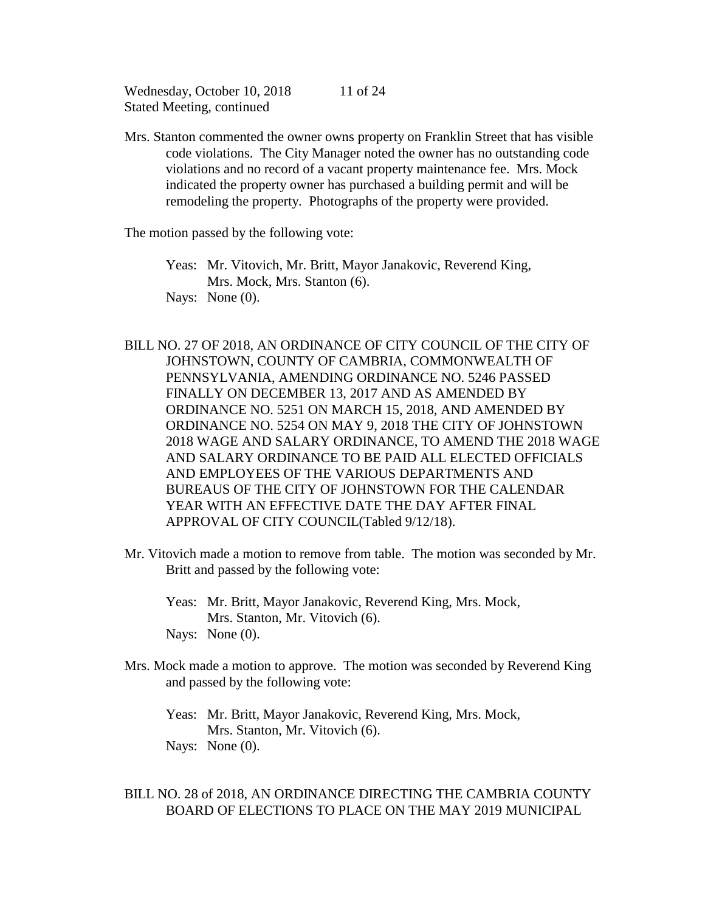Mrs. Stanton commented the owner owns property on Franklin Street that has visible code violations. The City Manager noted the owner has no outstanding code violations and no record of a vacant property maintenance fee. Mrs. Mock indicated the property owner has purchased a building permit and will be remodeling the property. Photographs of the property were provided.

The motion passed by the following vote:

Yeas: Mr. Vitovich, Mr. Britt, Mayor Janakovic, Reverend King, Mrs. Mock, Mrs. Stanton (6).
Nays: None (0).

BILL NO. 27 OF 2018, AN ORDINANCE OF CITY COUNCIL OF THE CITY OF JOHNSTOWN, COUNTY OF CAMBRIA, COMMONWEALTH OF PENNSYLVANIA, AMENDING ORDINANCE NO. 5246 PASSED FINALLY ON DECEMBER 13, 2017 AND AS AMENDED BY ORDINANCE NO. 5251 ON MARCH 15, 2018, AND AMENDED BY ORDINANCE NO. 5254 ON MAY 9, 2018 THE CITY OF JOHNSTOWN 2018 WAGE AND SALARY ORDINANCE, TO AMEND THE 2018 WAGE AND SALARY ORDINANCE TO BE PAID ALL ELECTED OFFICIALS AND EMPLOYEES OF THE VARIOUS DEPARTMENTS AND BUREAUS OF THE CITY OF JOHNSTOWN FOR THE CALENDAR YEAR WITH AN EFFECTIVE DATE THE DAY AFTER FINAL APPROVAL OF CITY COUNCIL(Tabled 9/12/18).

Mr. Vitovich made a motion to remove from table. The motion was seconded by Mr. Britt and passed by the following vote:

Yeas: Mr. Britt, Mayor Janakovic, Reverend King, Mrs. Mock, Mrs. Stanton, Mr. Vitovich (6).
Nays: None (0).

Mrs. Mock made a motion to approve. The motion was seconded by Reverend King and passed by the following vote:

Yeas: Mr. Britt, Mayor Janakovic, Reverend King, Mrs. Mock, Mrs. Stanton, Mr. Vitovich (6).
Nays: None (0).

BILL NO. 28 of 2018, AN ORDINANCE DIRECTING THE CAMBRIA COUNTY BOARD OF ELECTIONS TO PLACE ON THE MAY 2019 MUNICIPAL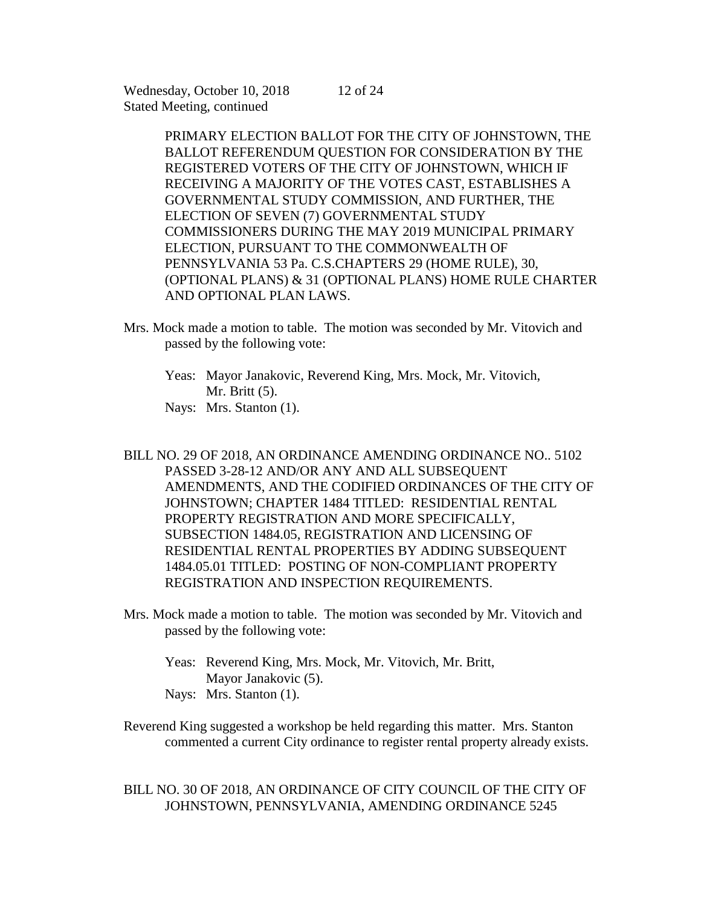PRIMARY ELECTION BALLOT FOR THE CITY OF JOHNSTOWN, THE BALLOT REFERENDUM QUESTION FOR CONSIDERATION BY THE REGISTERED VOTERS OF THE CITY OF JOHNSTOWN, WHICH IF RECEIVING A MAJORITY OF THE VOTES CAST, ESTABLISHES A GOVERNMENTAL STUDY COMMISSION, AND FURTHER, THE ELECTION OF SEVEN (7) GOVERNMENTAL STUDY COMMISSIONERS DURING THE MAY 2019 MUNICIPAL PRIMARY ELECTION, PURSUANT TO THE COMMONWEALTH OF PENNSYLVANIA 53 Pa. C.S.CHAPTERS 29 (HOME RULE), 30, (OPTIONAL PLANS) & 31 (OPTIONAL PLANS) HOME RULE CHARTER AND OPTIONAL PLAN LAWS.

Mrs. Mock made a motion to table. The motion was seconded by Mr. Vitovich and passed by the following vote:

Yeas: Mayor Janakovic, Reverend King, Mrs. Mock, Mr. Vitovich, Mr. Britt (5).
Nays: Mrs. Stanton (1).

BILL NO. 29 OF 2018, AN ORDINANCE AMENDING ORDINANCE NO.. 5102 PASSED 3-28-12 AND/OR ANY AND ALL SUBSEQUENT AMENDMENTS, AND THE CODIFIED ORDINANCES OF THE CITY OF JOHNSTOWN; CHAPTER 1484 TITLED: RESIDENTIAL RENTAL PROPERTY REGISTRATION AND MORE SPECIFICALLY, SUBSECTION 1484.05, REGISTRATION AND LICENSING OF RESIDENTIAL RENTAL PROPERTIES BY ADDING SUBSEQUENT 1484.05.01 TITLED: POSTING OF NON-COMPLIANT PROPERTY REGISTRATION AND INSPECTION REQUIREMENTS.

Mrs. Mock made a motion to table. The motion was seconded by Mr. Vitovich and passed by the following vote:

Yeas: Reverend King, Mrs. Mock, Mr. Vitovich, Mr. Britt, Mayor Janakovic (5).
Nays: Mrs. Stanton (1).

Reverend King suggested a workshop be held regarding this matter. Mrs. Stanton commented a current City ordinance to register rental property already exists.

BILL NO. 30 OF 2018, AN ORDINANCE OF CITY COUNCIL OF THE CITY OF JOHNSTOWN, PENNSYLVANIA, AMENDING ORDINANCE 5245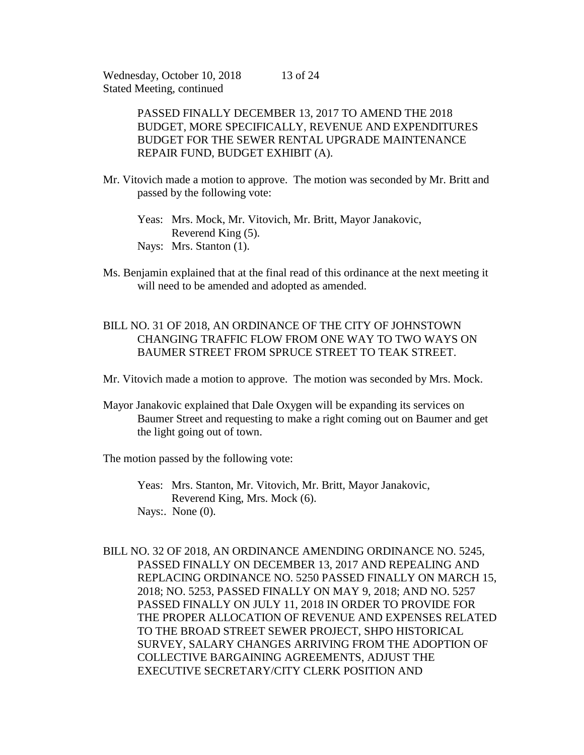PASSED FINALLY DECEMBER 13, 2017 TO AMEND THE 2018 BUDGET, MORE SPECIFICALLY, REVENUE AND EXPENDITURES BUDGET FOR THE SEWER RENTAL UPGRADE MAINTENANCE REPAIR FUND, BUDGET EXHIBIT (A).

Mr. Vitovich made a motion to approve. The motion was seconded by Mr. Britt and passed by the following vote:

Yeas: Mrs. Mock, Mr. Vitovich, Mr. Britt, Mayor Janakovic, Reverend King (5).
Nays: Mrs. Stanton (1).

Ms. Benjamin explained that at the final read of this ordinance at the next meeting it will need to be amended and adopted as amended.

BILL NO. 31 OF 2018, AN ORDINANCE OF THE CITY OF JOHNSTOWN CHANGING TRAFFIC FLOW FROM ONE WAY TO TWO WAYS ON BAUMER STREET FROM SPRUCE STREET TO TEAK STREET.

Mr. Vitovich made a motion to approve. The motion was seconded by Mrs. Mock.

Mayor Janakovic explained that Dale Oxygen will be expanding its services on Baumer Street and requesting to make a right coming out on Baumer and get the light going out of town.

The motion passed by the following vote:

Yeas: Mrs. Stanton, Mr. Vitovich, Mr. Britt, Mayor Janakovic, Reverend King, Mrs. Mock (6).
Nays:. None (0).

BILL NO. 32 OF 2018, AN ORDINANCE AMENDING ORDINANCE NO. 5245, PASSED FINALLY ON DECEMBER 13, 2017 AND REPEALING AND REPLACING ORDINANCE NO. 5250 PASSED FINALLY ON MARCH 15, 2018; NO. 5253, PASSED FINALLY ON MAY 9, 2018; AND NO. 5257 PASSED FINALLY ON JULY 11, 2018 IN ORDER TO PROVIDE FOR THE PROPER ALLOCATION OF REVENUE AND EXPENSES RELATED TO THE BROAD STREET SEWER PROJECT, SHPO HISTORICAL SURVEY, SALARY CHANGES ARRIVING FROM THE ADOPTION OF COLLECTIVE BARGAINING AGREEMENTS, ADJUST THE EXECUTIVE SECRETARY/CITY CLERK POSITION AND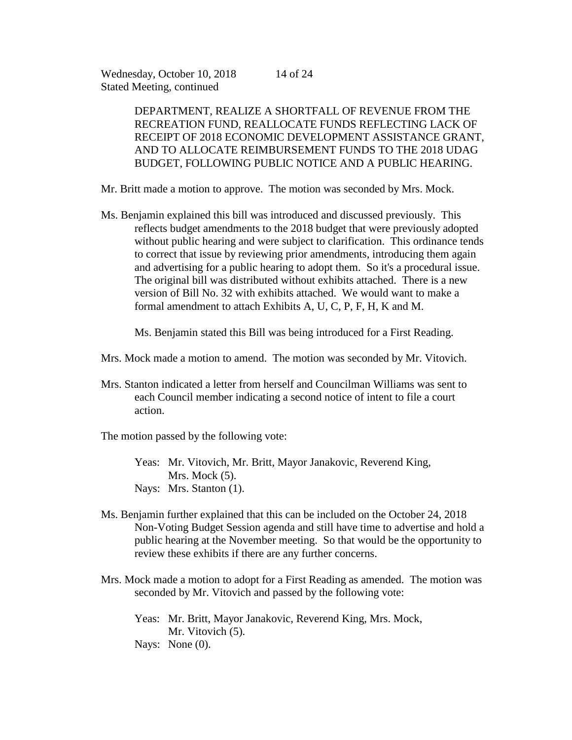DEPARTMENT, REALIZE A SHORTFALL OF REVENUE FROM THE RECREATION FUND, REALLOCATE FUNDS REFLECTING LACK OF RECEIPT OF 2018 ECONOMIC DEVELOPMENT ASSISTANCE GRANT, AND TO ALLOCATE REIMBURSEMENT FUNDS TO THE 2018 UDAG BUDGET, FOLLOWING PUBLIC NOTICE AND A PUBLIC HEARING.

Mr. Britt made a motion to approve. The motion was seconded by Mrs. Mock.

Ms. Benjamin explained this bill was introduced and discussed previously. This reflects budget amendments to the 2018 budget that were previously adopted without public hearing and were subject to clarification. This ordinance tends to correct that issue by reviewing prior amendments, introducing them again and advertising for a public hearing to adopt them. So it's a procedural issue. The original bill was distributed without exhibits attached. There is a new version of Bill No. 32 with exhibits attached. We would want to make a formal amendment to attach Exhibits A, U, C, P, F, H, K and M.

Ms. Benjamin stated this Bill was being introduced for a First Reading.

Mrs. Mock made a motion to amend. The motion was seconded by Mr. Vitovich.

Mrs. Stanton indicated a letter from herself and Councilman Williams was sent to each Council member indicating a second notice of intent to file a court action.

The motion passed by the following vote:

Yeas: Mr. Vitovich, Mr. Britt, Mayor Janakovic, Reverend King, Mrs. Mock (5).
Nays: Mrs. Stanton (1).

Ms. Benjamin further explained that this can be included on the October 24, 2018 Non-Voting Budget Session agenda and still have time to advertise and hold a public hearing at the November meeting. So that would be the opportunity to review these exhibits if there are any further concerns.

Mrs. Mock made a motion to adopt for a First Reading as amended. The motion was seconded by Mr. Vitovich and passed by the following vote:

Yeas: Mr. Britt, Mayor Janakovic, Reverend King, Mrs. Mock, Mr. Vitovich (5).
Nays: None (0).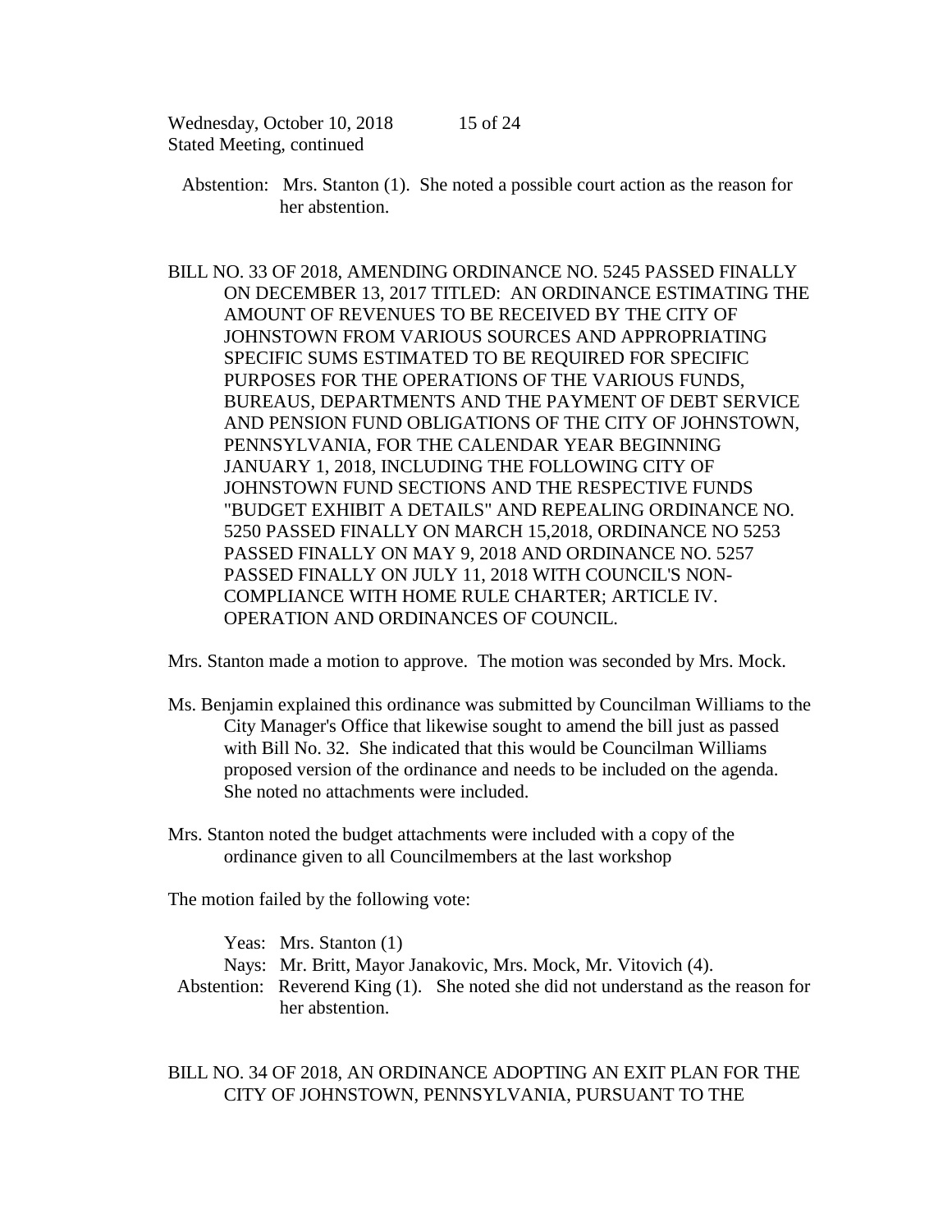Abstention: Mrs. Stanton (1). She noted a possible court action as the reason for her abstention.

BILL NO. 33 OF 2018, AMENDING ORDINANCE NO. 5245 PASSED FINALLY ON DECEMBER 13, 2017 TITLED: AN ORDINANCE ESTIMATING THE AMOUNT OF REVENUES TO BE RECEIVED BY THE CITY OF JOHNSTOWN FROM VARIOUS SOURCES AND APPROPRIATING SPECIFIC SUMS ESTIMATED TO BE REQUIRED FOR SPECIFIC PURPOSES FOR THE OPERATIONS OF THE VARIOUS FUNDS, BUREAUS, DEPARTMENTS AND THE PAYMENT OF DEBT SERVICE AND PENSION FUND OBLIGATIONS OF THE CITY OF JOHNSTOWN, PENNSYLVANIA, FOR THE CALENDAR YEAR BEGINNING JANUARY 1, 2018, INCLUDING THE FOLLOWING CITY OF JOHNSTOWN FUND SECTIONS AND THE RESPECTIVE FUNDS "BUDGET EXHIBIT A DETAILS" AND REPEALING ORDINANCE NO. 5250 PASSED FINALLY ON MARCH 15,2018, ORDINANCE NO 5253 PASSED FINALLY ON MAY 9, 2018 AND ORDINANCE NO. 5257 PASSED FINALLY ON JULY 11, 2018 WITH COUNCIL'S NON-COMPLIANCE WITH HOME RULE CHARTER; ARTICLE IV. OPERATION AND ORDINANCES OF COUNCIL.

Mrs. Stanton made a motion to approve. The motion was seconded by Mrs. Mock.

Ms. Benjamin explained this ordinance was submitted by Councilman Williams to the City Manager's Office that likewise sought to amend the bill just as passed with Bill No. 32. She indicated that this would be Councilman Williams proposed version of the ordinance and needs to be included on the agenda. She noted no attachments were included.

Mrs. Stanton noted the budget attachments were included with a copy of the ordinance given to all Councilmembers at the last workshop

The motion failed by the following vote:

Yeas: Mrs. Stanton (1)
Nays: Mr. Britt, Mayor Janakovic, Mrs. Mock, Mr. Vitovich (4).
Abstention: Reverend King (1). She noted she did not understand as the reason for her abstention.

BILL NO. 34 OF 2018, AN ORDINANCE ADOPTING AN EXIT PLAN FOR THE CITY OF JOHNSTOWN, PENNSYLVANIA, PURSUANT TO THE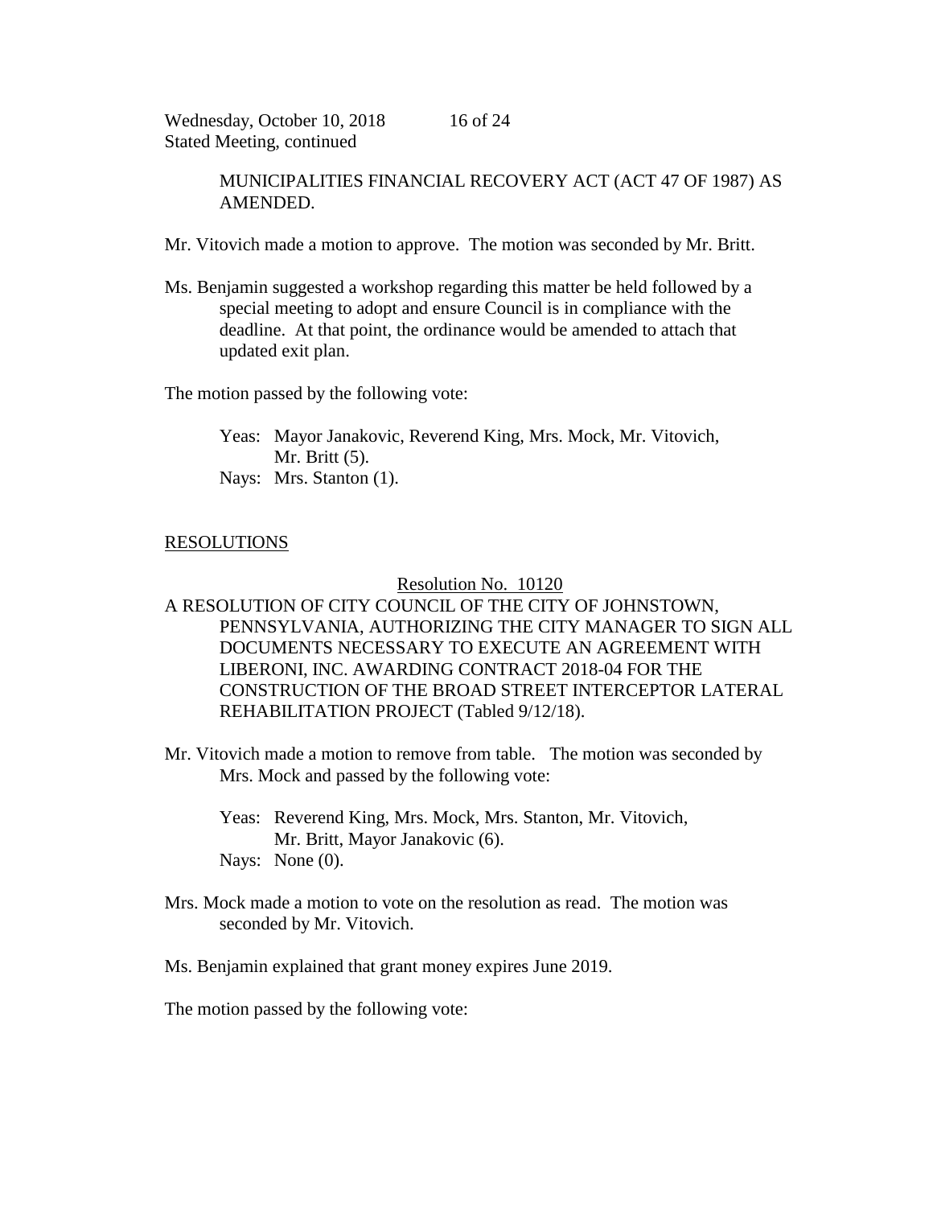MUNICIPALITIES FINANCIAL RECOVERY ACT (ACT 47 OF 1987) AS AMENDED.

Mr. Vitovich made a motion to approve. The motion was seconded by Mr. Britt.

Ms. Benjamin suggested a workshop regarding this matter be held followed by a special meeting to adopt and ensure Council is in compliance with the deadline. At that point, the ordinance would be amended to attach that updated exit plan.

The motion passed by the following vote:

Yeas: Mayor Janakovic, Reverend King, Mrs. Mock, Mr. Vitovich, Mr. Britt (5).
Nays: Mrs. Stanton (1).

## RESOLUTIONS

### Resolution No. 10120

A RESOLUTION OF CITY COUNCIL OF THE CITY OF JOHNSTOWN, PENNSYLVANIA, AUTHORIZING THE CITY MANAGER TO SIGN ALL DOCUMENTS NECESSARY TO EXECUTE AN AGREEMENT WITH LIBERONI, INC. AWARDING CONTRACT 2018-04 FOR THE CONSTRUCTION OF THE BROAD STREET INTERCEPTOR LATERAL REHABILITATION PROJECT (Tabled 9/12/18).

Mr. Vitovich made a motion to remove from table. The motion was seconded by Mrs. Mock and passed by the following vote:

Yeas: Reverend King, Mrs. Mock, Mrs. Stanton, Mr. Vitovich, Mr. Britt, Mayor Janakovic (6).
Nays: None (0).

Mrs. Mock made a motion to vote on the resolution as read. The motion was seconded by Mr. Vitovich.

Ms. Benjamin explained that grant money expires June 2019.

The motion passed by the following vote: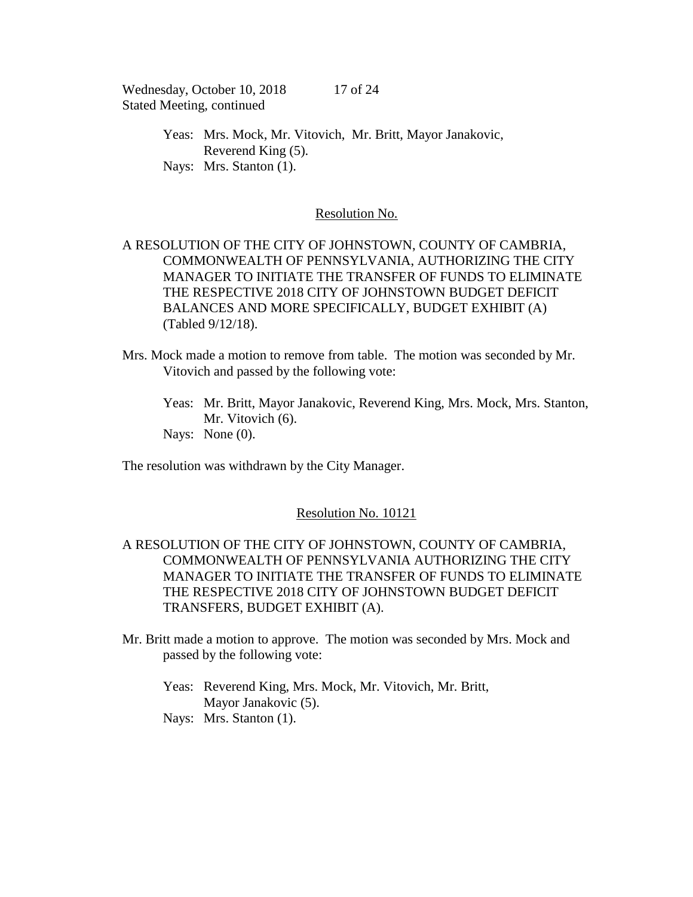Yeas: Mrs. Mock, Mr. Vitovich, Mr. Britt, Mayor Janakovic, Reverend King (5).
Nays: Mrs. Stanton (1).

Resolution No.

A RESOLUTION OF THE CITY OF JOHNSTOWN, COUNTY OF CAMBRIA, COMMONWEALTH OF PENNSYLVANIA, AUTHORIZING THE CITY MANAGER TO INITIATE THE TRANSFER OF FUNDS TO ELIMINATE THE RESPECTIVE 2018 CITY OF JOHNSTOWN BUDGET DEFICIT BALANCES AND MORE SPECIFICALLY, BUDGET EXHIBIT (A) (Tabled 9/12/18).

Mrs. Mock made a motion to remove from table. The motion was seconded by Mr. Vitovich and passed by the following vote:

Yeas: Mr. Britt, Mayor Janakovic, Reverend King, Mrs. Mock, Mrs. Stanton, Mr. Vitovich (6).
Nays: None (0).

The resolution was withdrawn by the City Manager.

Resolution No. 10121

A RESOLUTION OF THE CITY OF JOHNSTOWN, COUNTY OF CAMBRIA, COMMONWEALTH OF PENNSYLVANIA AUTHORIZING THE CITY MANAGER TO INITIATE THE TRANSFER OF FUNDS TO ELIMINATE THE RESPECTIVE 2018 CITY OF JOHNSTOWN BUDGET DEFICIT TRANSFERS, BUDGET EXHIBIT (A).

Mr. Britt made a motion to approve. The motion was seconded by Mrs. Mock and passed by the following vote:

Yeas: Reverend King, Mrs. Mock, Mr. Vitovich, Mr. Britt, Mayor Janakovic (5).
Nays: Mrs. Stanton (1).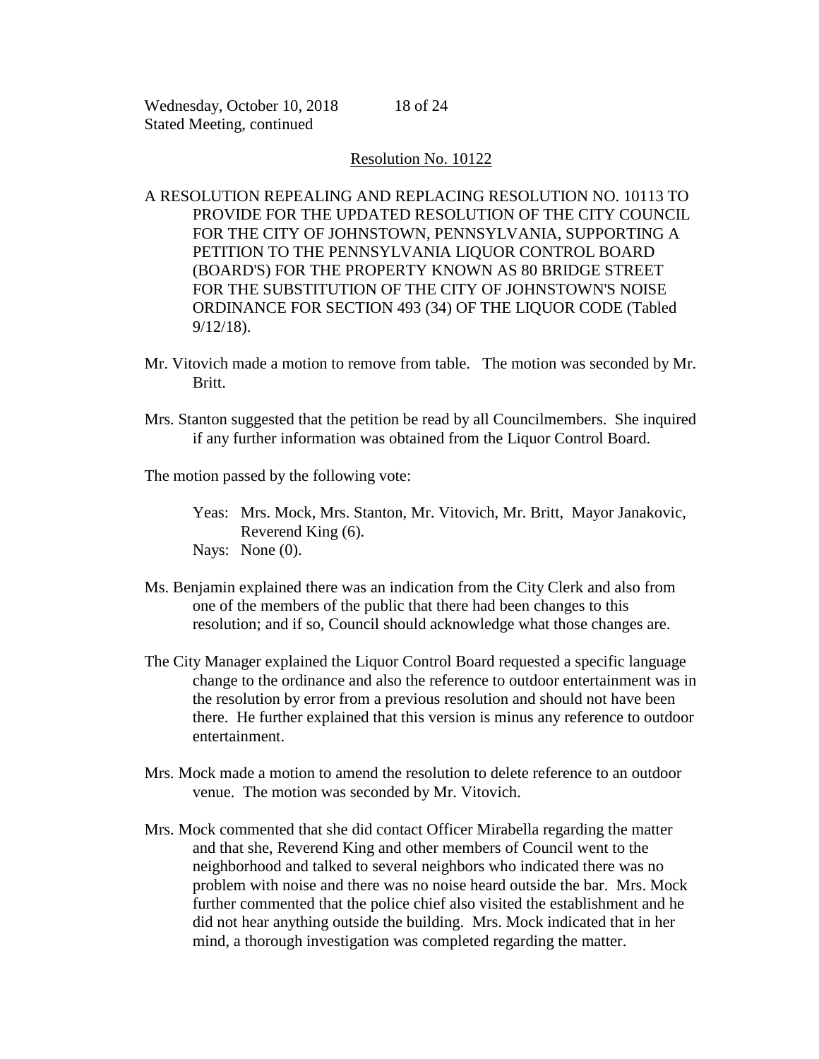Resolution No. 10122

A RESOLUTION REPEALING AND REPLACING RESOLUTION NO. 10113 TO PROVIDE FOR THE UPDATED RESOLUTION OF THE CITY COUNCIL FOR THE CITY OF JOHNSTOWN, PENNSYLVANIA, SUPPORTING A PETITION TO THE PENNSYLVANIA LIQUOR CONTROL BOARD (BOARD'S) FOR THE PROPERTY KNOWN AS 80 BRIDGE STREET FOR THE SUBSTITUTION OF THE CITY OF JOHNSTOWN'S NOISE ORDINANCE FOR SECTION 493 (34) OF THE LIQUOR CODE (Tabled 9/12/18).

Mr. Vitovich made a motion to remove from table. The motion was seconded by Mr. Britt.

Mrs. Stanton suggested that the petition be read by all Councilmembers. She inquired if any further information was obtained from the Liquor Control Board.

The motion passed by the following vote:

Yeas: Mrs. Mock, Mrs. Stanton, Mr. Vitovich, Mr. Britt, Mayor Janakovic, Reverend King (6).
Nays: None (0).

Ms. Benjamin explained there was an indication from the City Clerk and also from one of the members of the public that there had been changes to this resolution; and if so, Council should acknowledge what those changes are.

The City Manager explained the Liquor Control Board requested a specific language change to the ordinance and also the reference to outdoor entertainment was in the resolution by error from a previous resolution and should not have been there. He further explained that this version is minus any reference to outdoor entertainment.

Mrs. Mock made a motion to amend the resolution to delete reference to an outdoor venue. The motion was seconded by Mr. Vitovich.

Mrs. Mock commented that she did contact Officer Mirabella regarding the matter and that she, Reverend King and other members of Council went to the neighborhood and talked to several neighbors who indicated there was no problem with noise and there was no noise heard outside the bar. Mrs. Mock further commented that the police chief also visited the establishment and he did not hear anything outside the building. Mrs. Mock indicated that in her mind, a thorough investigation was completed regarding the matter.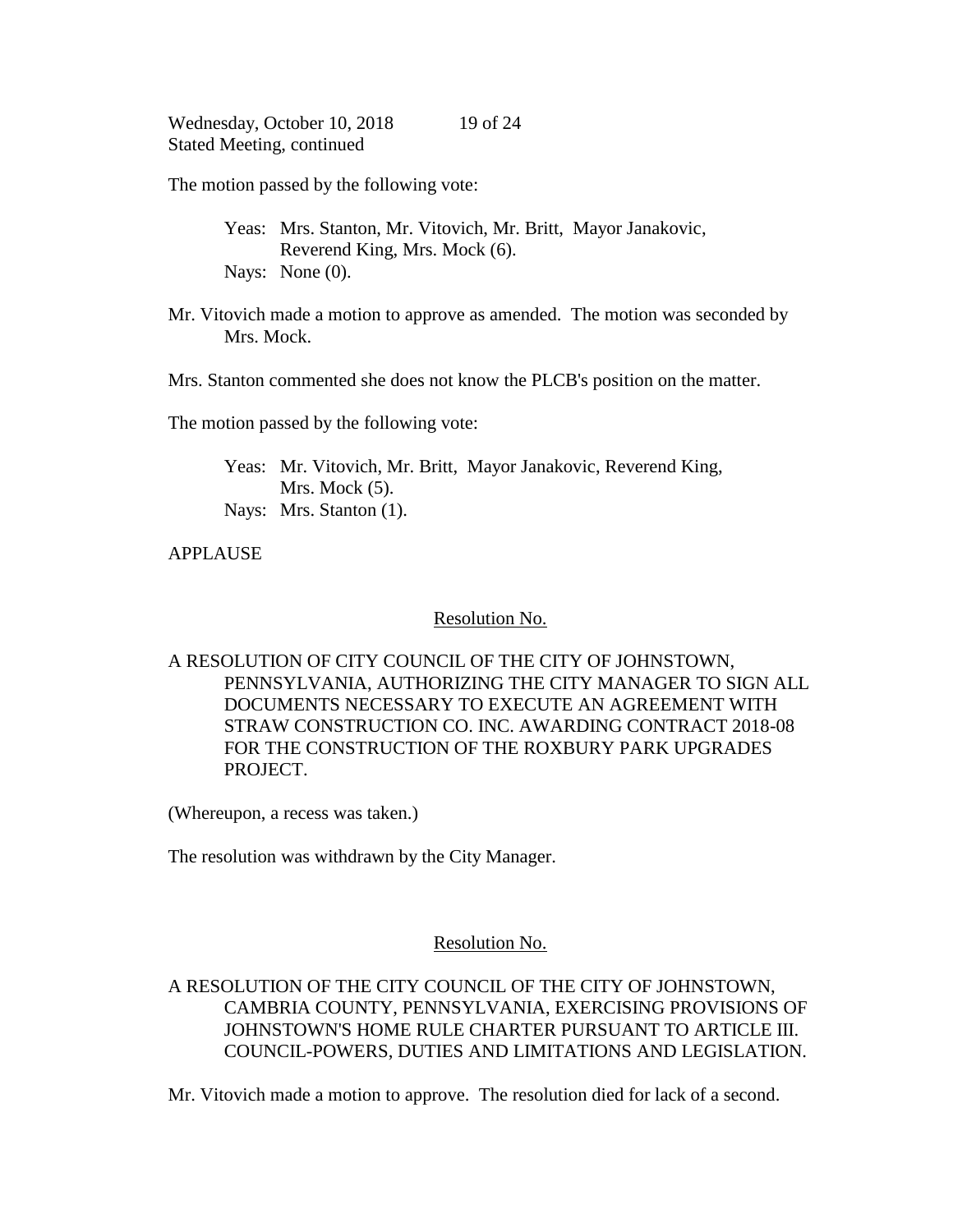The motion passed by the following vote:

Yeas: Mrs. Stanton, Mr. Vitovich, Mr. Britt, Mayor Janakovic, Reverend King, Mrs. Mock (6).
Nays: None (0).

Mr. Vitovich made a motion to approve as amended. The motion was seconded by Mrs. Mock.

Mrs. Stanton commented she does not know the PLCB's position on the matter.

The motion passed by the following vote:

Yeas: Mr. Vitovich, Mr. Britt, Mayor Janakovic, Reverend King, Mrs. Mock (5).
Nays: Mrs. Stanton (1).

APPLAUSE

<u>Resolution No.</u>

A RESOLUTION OF CITY COUNCIL OF THE CITY OF JOHNSTOWN, PENNSYLVANIA, AUTHORIZING THE CITY MANAGER TO SIGN ALL DOCUMENTS NECESSARY TO EXECUTE AN AGREEMENT WITH STRAW CONSTRUCTION CO. INC. AWARDING CONTRACT 2018-08 FOR THE CONSTRUCTION OF THE ROXBURY PARK UPGRADES PROJECT.

(Whereupon, a recess was taken.)

The resolution was withdrawn by the City Manager.

<u>Resolution No.</u>

A RESOLUTION OF THE CITY COUNCIL OF THE CITY OF JOHNSTOWN, CAMBRIA COUNTY, PENNSYLVANIA, EXERCISING PROVISIONS OF JOHNSTOWN'S HOME RULE CHARTER PURSUANT TO ARTICLE III. COUNCIL-POWERS, DUTIES AND LIMITATIONS AND LEGISLATION.

Mr. Vitovich made a motion to approve. The resolution died for lack of a second.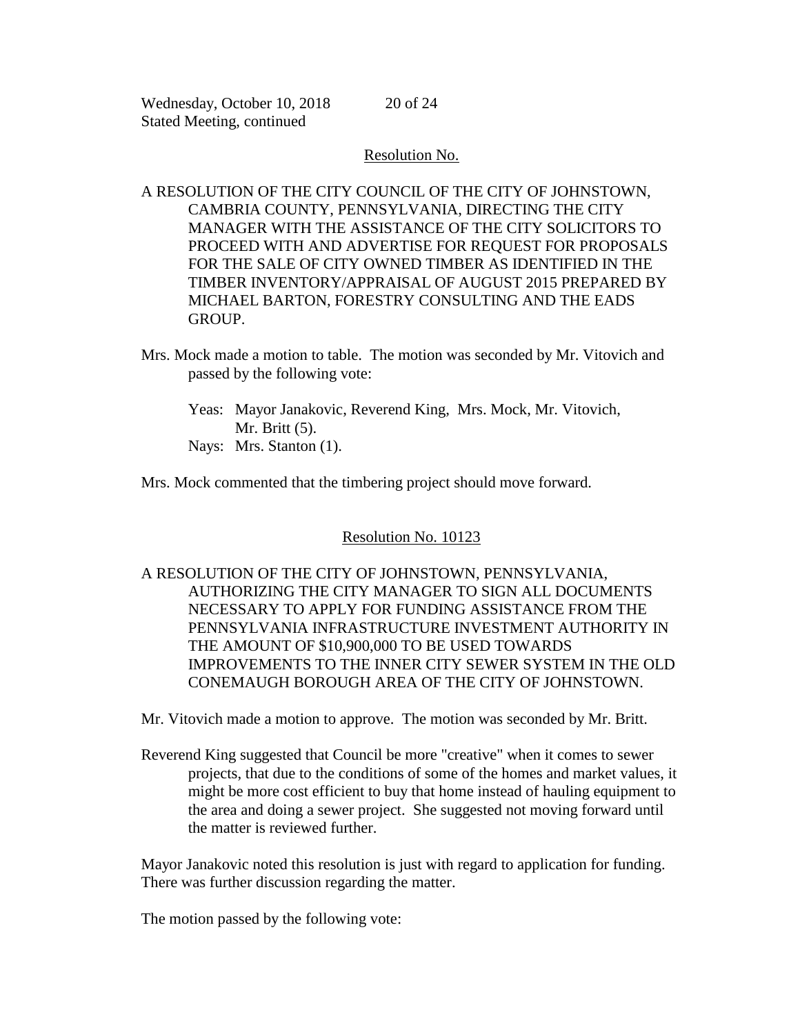Resolution No.

A RESOLUTION OF THE CITY COUNCIL OF THE CITY OF JOHNSTOWN, CAMBRIA COUNTY, PENNSYLVANIA, DIRECTING THE CITY MANAGER WITH THE ASSISTANCE OF THE CITY SOLICITORS TO PROCEED WITH AND ADVERTISE FOR REQUEST FOR PROPOSALS FOR THE SALE OF CITY OWNED TIMBER AS IDENTIFIED IN THE TIMBER INVENTORY/APPRAISAL OF AUGUST 2015 PREPARED BY MICHAEL BARTON, FORESTRY CONSULTING AND THE EADS GROUP.

Mrs. Mock made a motion to table. The motion was seconded by Mr. Vitovich and passed by the following vote:

Yeas: Mayor Janakovic, Reverend King, Mrs. Mock, Mr. Vitovich, Mr. Britt (5).
Nays: Mrs. Stanton (1).

Mrs. Mock commented that the timbering project should move forward.

Resolution No. 10123

A RESOLUTION OF THE CITY OF JOHNSTOWN, PENNSYLVANIA, AUTHORIZING THE CITY MANAGER TO SIGN ALL DOCUMENTS NECESSARY TO APPLY FOR FUNDING ASSISTANCE FROM THE PENNSYLVANIA INFRASTRUCTURE INVESTMENT AUTHORITY IN THE AMOUNT OF $10,900,000 TO BE USED TOWARDS IMPROVEMENTS TO THE INNER CITY SEWER SYSTEM IN THE OLD CONEMAUGH BOROUGH AREA OF THE CITY OF JOHNSTOWN.

Mr. Vitovich made a motion to approve. The motion was seconded by Mr. Britt.

Reverend King suggested that Council be more "creative" when it comes to sewer projects, that due to the conditions of some of the homes and market values, it might be more cost efficient to buy that home instead of hauling equipment to the area and doing a sewer project. She suggested not moving forward until the matter is reviewed further.

Mayor Janakovic noted this resolution is just with regard to application for funding. There was further discussion regarding the matter.

The motion passed by the following vote: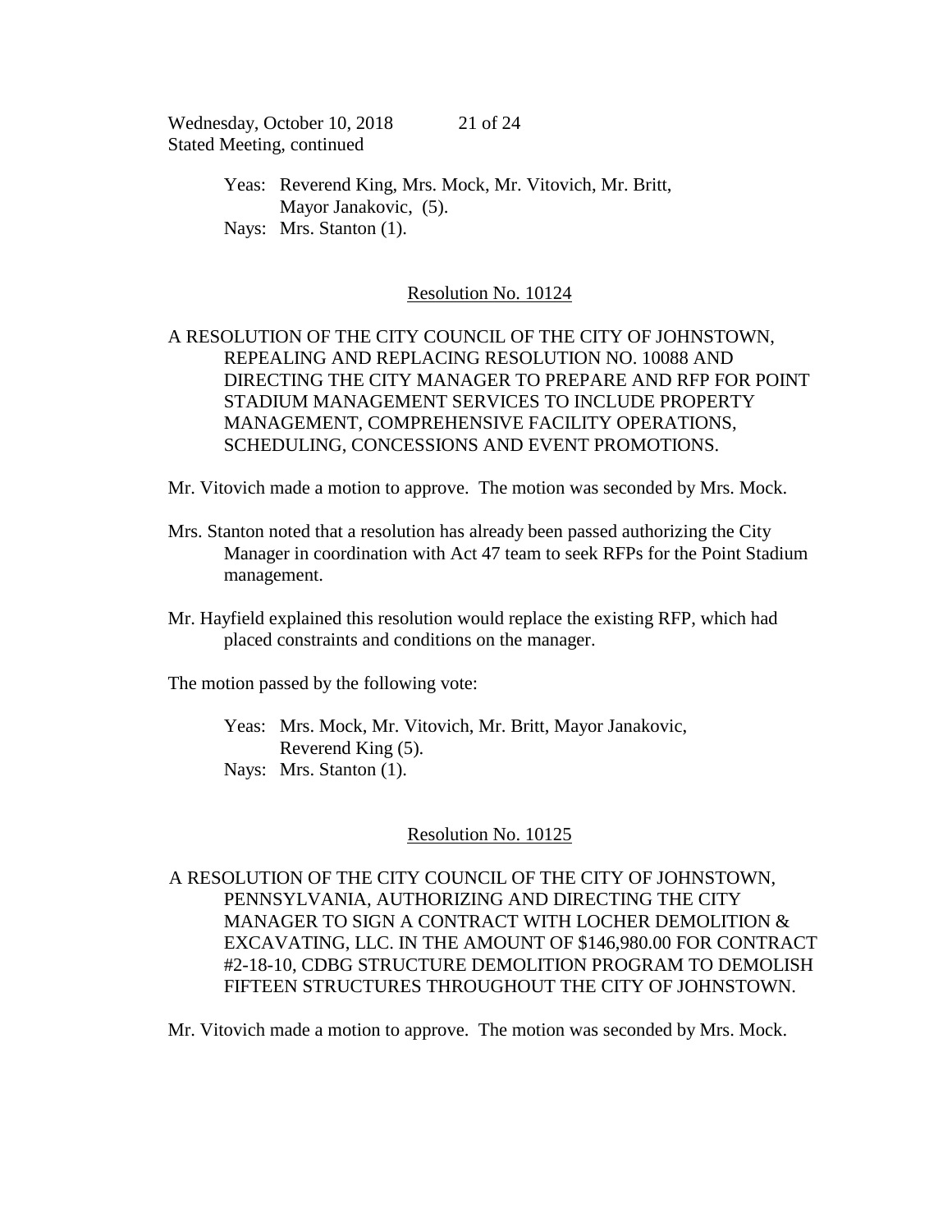Yeas: Reverend King, Mrs. Mock, Mr. Vitovich, Mr. Britt, Mayor Janakovic, (5).
Nays: Mrs. Stanton (1).

## Resolution No. 10124

A RESOLUTION OF THE CITY COUNCIL OF THE CITY OF JOHNSTOWN, REPEALING AND REPLACING RESOLUTION NO. 10088 AND DIRECTING THE CITY MANAGER TO PREPARE AND RFP FOR POINT STADIUM MANAGEMENT SERVICES TO INCLUDE PROPERTY MANAGEMENT, COMPREHENSIVE FACILITY OPERATIONS, SCHEDULING, CONCESSIONS AND EVENT PROMOTIONS.

Mr. Vitovich made a motion to approve. The motion was seconded by Mrs. Mock.

Mrs. Stanton noted that a resolution has already been passed authorizing the City Manager in coordination with Act 47 team to seek RFPs for the Point Stadium management.

Mr. Hayfield explained this resolution would replace the existing RFP, which had placed constraints and conditions on the manager.

The motion passed by the following vote:

Yeas: Mrs. Mock, Mr. Vitovich, Mr. Britt, Mayor Janakovic, Reverend King (5).
Nays: Mrs. Stanton (1).

## Resolution No. 10125

A RESOLUTION OF THE CITY COUNCIL OF THE CITY OF JOHNSTOWN, PENNSYLVANIA, AUTHORIZING AND DIRECTING THE CITY MANAGER TO SIGN A CONTRACT WITH LOCHER DEMOLITION & EXCAVATING, LLC. IN THE AMOUNT OF $146,980.00 FOR CONTRACT #2-18-10, CDBG STRUCTURE DEMOLITION PROGRAM TO DEMOLISH FIFTEEN STRUCTURES THROUGHOUT THE CITY OF JOHNSTOWN.

Mr. Vitovich made a motion to approve. The motion was seconded by Mrs. Mock.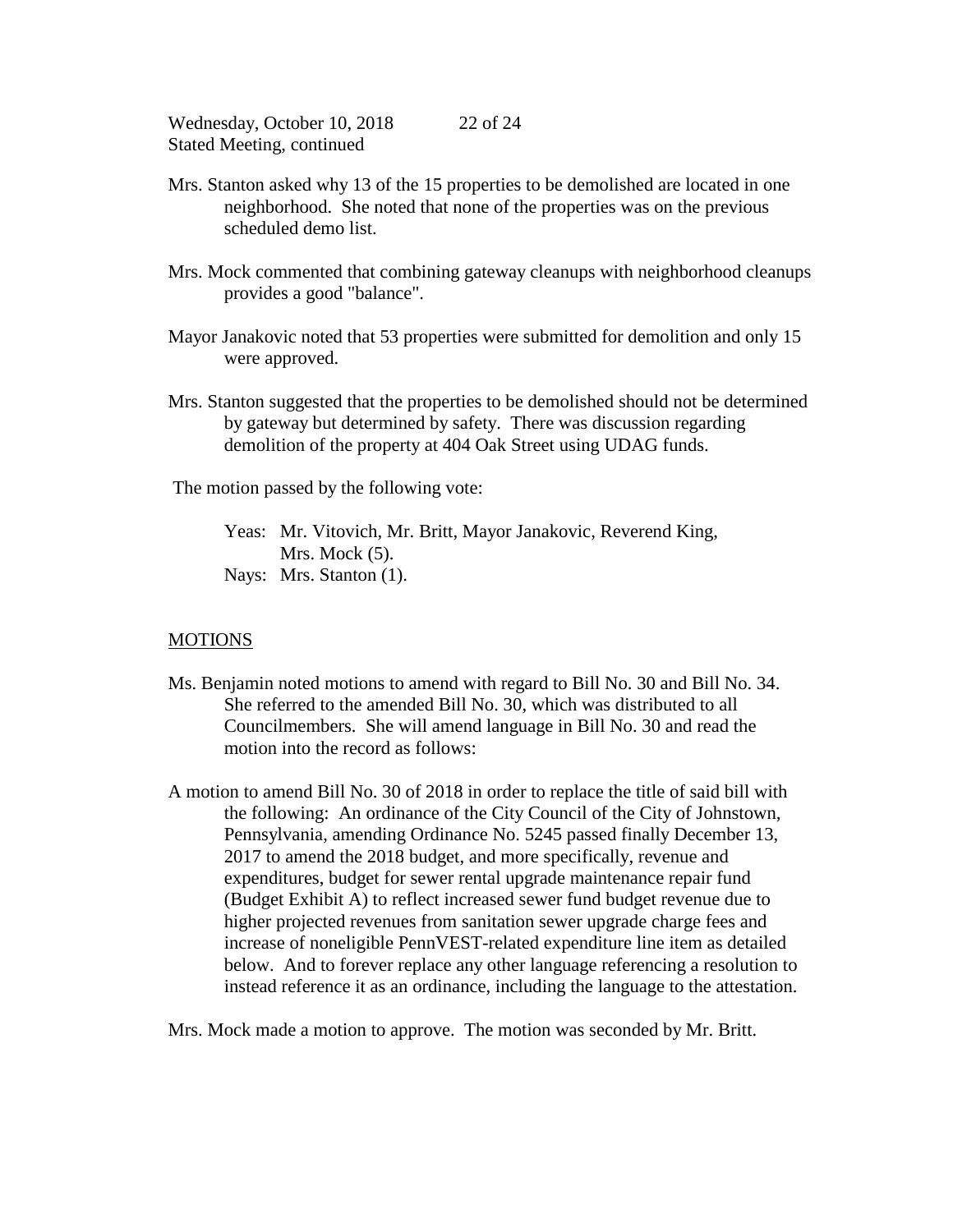Mrs. Stanton asked why 13 of the 15 properties to be demolished are located in one neighborhood. She noted that none of the properties was on the previous scheduled demo list.

Mrs. Mock commented that combining gateway cleanups with neighborhood cleanups provides a good "balance".

Mayor Janakovic noted that 53 properties were submitted for demolition and only 15 were approved.

Mrs. Stanton suggested that the properties to be demolished should not be determined by gateway but determined by safety. There was discussion regarding demolition of the property at 404 Oak Street using UDAG funds.

The motion passed by the following vote:

Yeas: Mr. Vitovich, Mr. Britt, Mayor Janakovic, Reverend King, Mrs. Mock (5).
Nays: Mrs. Stanton (1).

## MOTIONS

Ms. Benjamin noted motions to amend with regard to Bill No. 30 and Bill No. 34. She referred to the amended Bill No. 30, which was distributed to all Councilmembers. She will amend language in Bill No. 30 and read the motion into the record as follows:

A motion to amend Bill No. 30 of 2018 in order to replace the title of said bill with the following: An ordinance of the City Council of the City of Johnstown, Pennsylvania, amending Ordinance No. 5245 passed finally December 13, 2017 to amend the 2018 budget, and more specifically, revenue and expenditures, budget for sewer rental upgrade maintenance repair fund (Budget Exhibit A) to reflect increased sewer fund budget revenue due to higher projected revenues from sanitation sewer upgrade charge fees and increase of noneligible PennVEST-related expenditure line item as detailed below. And to forever replace any other language referencing a resolution to instead reference it as an ordinance, including the language to the attestation.

Mrs. Mock made a motion to approve. The motion was seconded by Mr. Britt.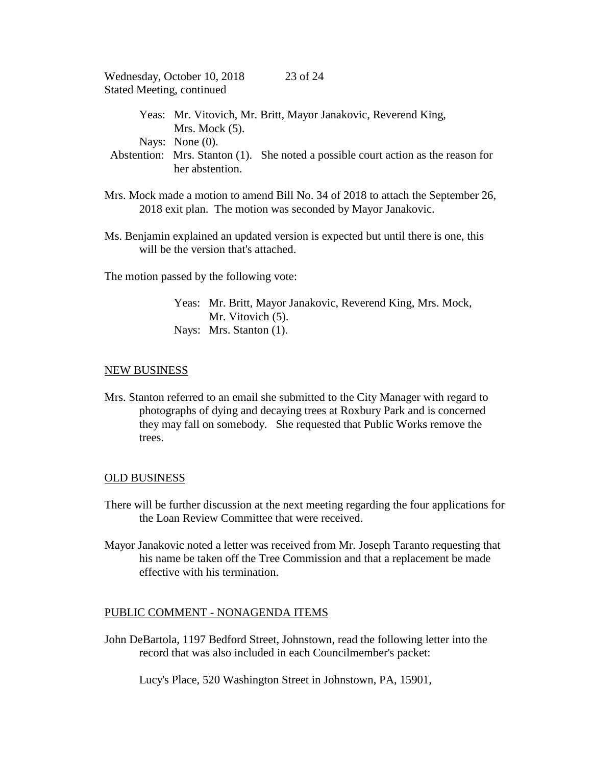Yeas: Mr. Vitovich, Mr. Britt, Mayor Janakovic, Reverend King, Mrs. Mock (5).
Nays: None (0).
Abstention: Mrs. Stanton (1). She noted a possible court action as the reason for her abstention.

Mrs. Mock made a motion to amend Bill No. 34 of 2018 to attach the September 26, 2018 exit plan. The motion was seconded by Mayor Janakovic.

Ms. Benjamin explained an updated version is expected but until there is one, this will be the version that's attached.

The motion passed by the following vote:

Yeas: Mr. Britt, Mayor Janakovic, Reverend King, Mrs. Mock, Mr. Vitovich (5).
Nays: Mrs. Stanton (1).

## NEW BUSINESS

Mrs. Stanton referred to an email she submitted to the City Manager with regard to photographs of dying and decaying trees at Roxbury Park and is concerned they may fall on somebody. She requested that Public Works remove the trees.

## OLD BUSINESS

There will be further discussion at the next meeting regarding the four applications for the Loan Review Committee that were received.

Mayor Janakovic noted a letter was received from Mr. Joseph Taranto requesting that his name be taken off the Tree Commission and that a replacement be made effective with his termination.

## PUBLIC COMMENT - NONAGENDA ITEMS

John DeBartola, 1197 Bedford Street, Johnstown, read the following letter into the record that was also included in each Councilmember's packet:

Lucy's Place, 520 Washington Street in Johnstown, PA, 15901,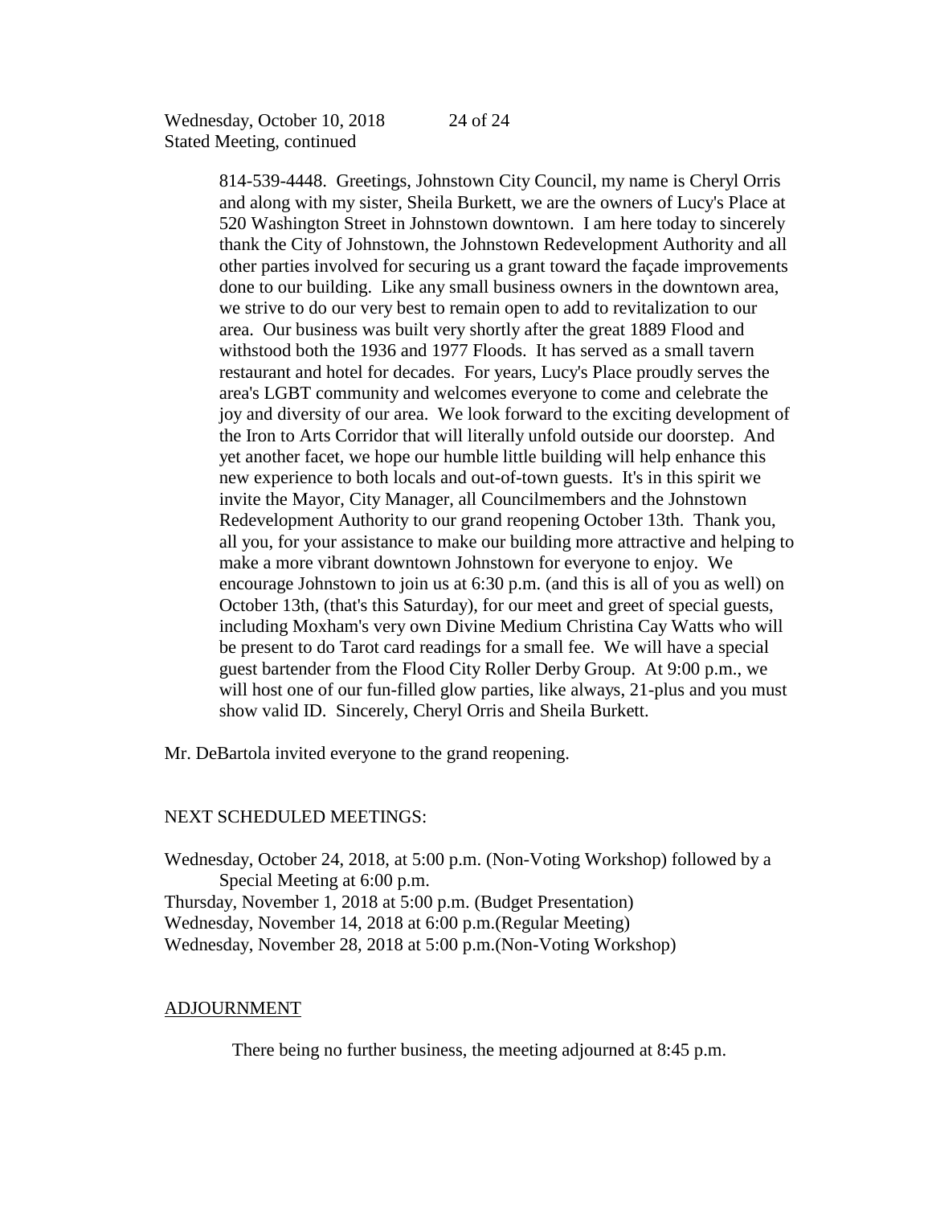814-539-4448. Greetings, Johnstown City Council, my name is Cheryl Orris and along with my sister, Sheila Burkett, we are the owners of Lucy's Place at 520 Washington Street in Johnstown downtown. I am here today to sincerely thank the City of Johnstown, the Johnstown Redevelopment Authority and all other parties involved for securing us a grant toward the façade improvements done to our building. Like any small business owners in the downtown area, we strive to do our very best to remain open to add to revitalization to our area. Our business was built very shortly after the great 1889 Flood and withstood both the 1936 and 1977 Floods. It has served as a small tavern restaurant and hotel for decades. For years, Lucy's Place proudly serves the area's LGBT community and welcomes everyone to come and celebrate the joy and diversity of our area. We look forward to the exciting development of the Iron to Arts Corridor that will literally unfold outside our doorstep. And yet another facet, we hope our humble little building will help enhance this new experience to both locals and out-of-town guests. It's in this spirit we invite the Mayor, City Manager, all Councilmembers and the Johnstown Redevelopment Authority to our grand reopening October 13th. Thank you, all you, for your assistance to make our building more attractive and helping to make a more vibrant downtown Johnstown for everyone to enjoy. We encourage Johnstown to join us at 6:30 p.m. (and this is all of you as well) on October 13th, (that's this Saturday), for our meet and greet of special guests, including Moxham's very own Divine Medium Christina Cay Watts who will be present to do Tarot card readings for a small fee. We will have a special guest bartender from the Flood City Roller Derby Group. At 9:00 p.m., we will host one of our fun-filled glow parties, like always, 21-plus and you must show valid ID. Sincerely, Cheryl Orris and Sheila Burkett.

Mr. DeBartola invited everyone to the grand reopening.

NEXT SCHEDULED MEETINGS:

Wednesday, October 24, 2018, at 5:00 p.m. (Non-Voting Workshop) followed by a Special Meeting at 6:00 p.m.
Thursday, November 1, 2018 at 5:00 p.m. (Budget Presentation)
Wednesday, November 14, 2018 at 6:00 p.m.(Regular Meeting)
Wednesday, November 28, 2018 at 5:00 p.m.(Non-Voting Workshop)

## ADJOURNMENT

There being no further business, the meeting adjourned at 8:45 p.m.